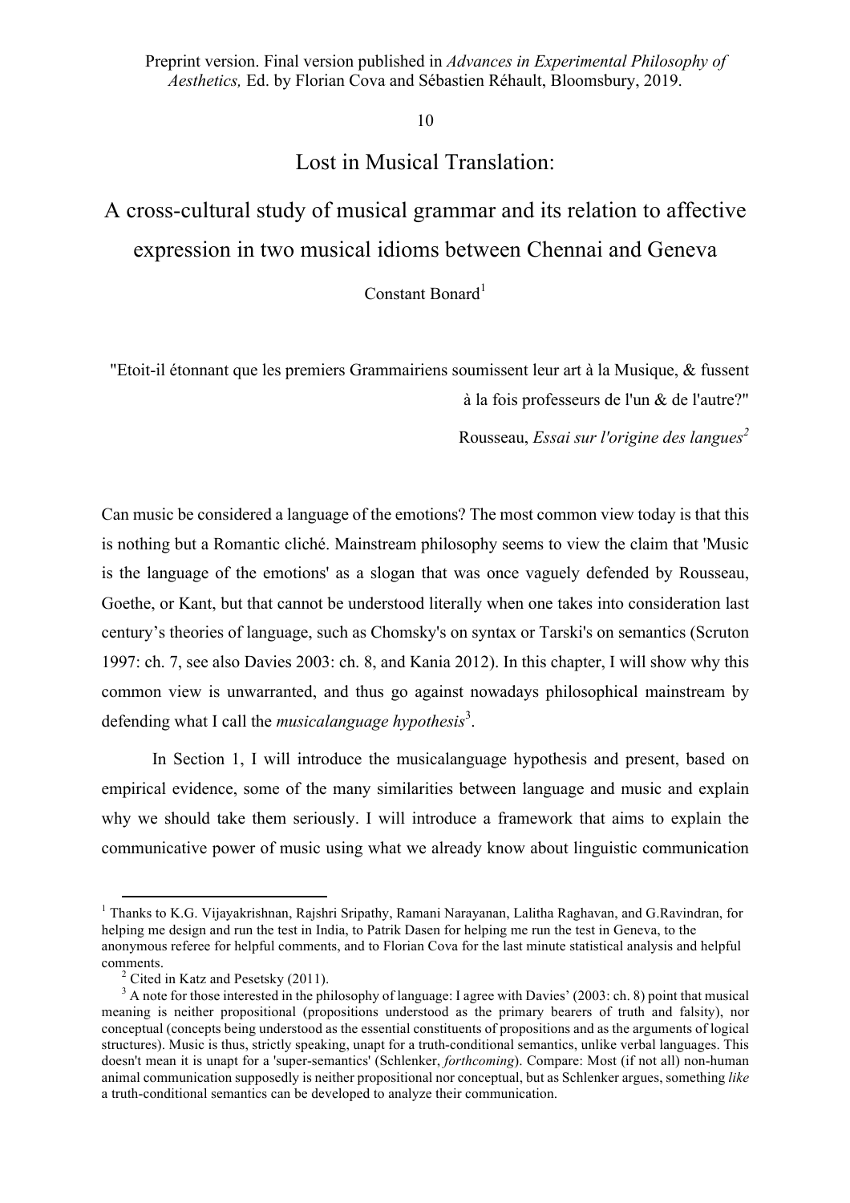Preprint version. Final version published in *Advances in Experimental Philosophy of Aesthetics,* Ed. by Florian Cova and Sébastien Réhault, Bloomsbury, 2019.

10

# Lost in Musical Translation:

## A cross-cultural study of musical grammar and its relation to affective expression in two musical idioms between Chennai and Geneva

Constant Bonard[1]

> "Etoit-il étonnant que les premiers Grammairiens soumissent leur art à la Musique, & fussent à la fois professeurs de l'un & de l'autre?"
>
> Rousseau, *Essai sur l'origine des langues*[2]

Can music be considered a language of the emotions? The most common view today is that this is nothing but a Romantic cliché. Mainstream philosophy seems to view the claim that 'Music is the language of the emotions' as a slogan that was once vaguely defended by Rousseau, Goethe, or Kant, but that cannot be understood literally when one takes into consideration last century's theories of language, such as Chomsky's on syntax or Tarski's on semantics (Scruton 1997: ch. 7, see also Davies 2003: ch. 8, and Kania 2012). In this chapter, I will show why this common view is unwarranted, and thus go against nowadays philosophical mainstream by defending what I call the *musicalanguage hypothesis*[3].

In Section 1, I will introduce the musicalanguage hypothesis and present, based on empirical evidence, some of the many similarities between language and music and explain why we should take them seriously. I will introduce a framework that aims to explain the communicative power of music using what we already know about linguistic communication

---

[1] Thanks to K.G. Vijayakrishnan, Rajshri Sripathy, Ramani Narayanan, Lalitha Raghavan, and G.Ravindran, for helping me design and run the test in India, to Patrik Dasen for helping me run the test in Geneva, to the anonymous referee for helpful comments, and to Florian Cova for the last minute statistical analysis and helpful comments.

[2] Cited in Katz and Pesetsky (2011).

[3] A note for those interested in the philosophy of language: I agree with Davies' (2003: ch. 8) point that musical meaning is neither propositional (propositions understood as the primary bearers of truth and falsity), nor conceptual (concepts being understood as the essential constituents of propositions and as the arguments of logical structures). Music is thus, strictly speaking, unapt for a truth-conditional semantics, unlike verbal languages. This doesn't mean it is unapt for a 'super-semantics' (Schlenker, *forthcoming*). Compare: Most (if not all) non-human animal communication supposedly is neither propositional nor conceptual, but as Schlenker argues, something *like* a truth-conditional semantics can be developed to analyze their communication.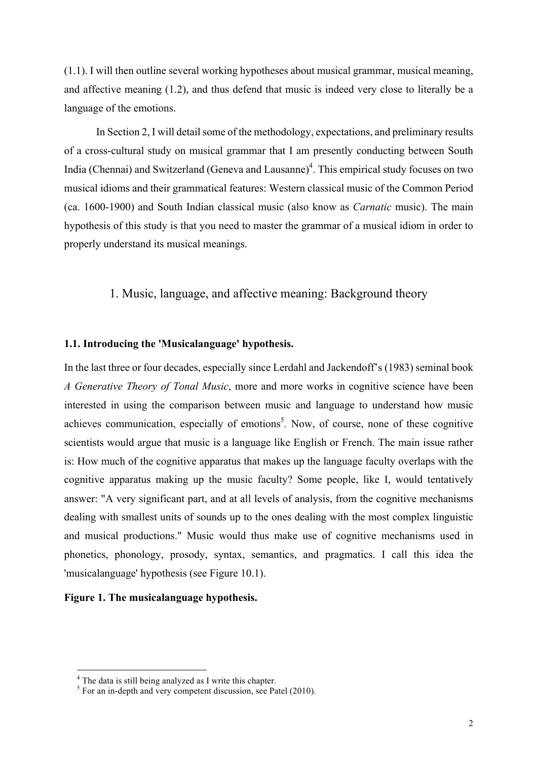(1.1). I will then outline several working hypotheses about musical grammar, musical meaning, and affective meaning (1.2), and thus defend that music is indeed very close to literally be a language of the emotions.

In Section 2, I will detail some of the methodology, expectations, and preliminary results of a cross-cultural study on musical grammar that I am presently conducting between South India (Chennai) and Switzerland (Geneva and Lausanne)[4]. This empirical study focuses on two musical idioms and their grammatical features: Western classical music of the Common Period (ca. 1600-1900) and South Indian classical music (also know as *Carnatic* music). The main hypothesis of this study is that you need to master the grammar of a musical idiom in order to properly understand its musical meanings.

## 1. Music, language, and affective meaning: Background theory

### 1.1. Introducing the 'Musicalanguage' hypothesis.

In the last three or four decades, especially since Lerdahl and Jackendoff's (1983) seminal book *A Generative Theory of Tonal Music*, more and more works in cognitive science have been interested in using the comparison between music and language to understand how music achieves communication, especially of emotions[5]. Now, of course, none of these cognitive scientists would argue that music is a language like English or French. The main issue rather is: How much of the cognitive apparatus that makes up the language faculty overlaps with the cognitive apparatus making up the music faculty? Some people, like I, would tentatively answer: "A very significant part, and at all levels of analysis, from the cognitive mechanisms dealing with smallest units of sounds up to the ones dealing with the most complex linguistic and musical productions." Music would thus make use of cognitive mechanisms used in phonetics, phonology, prosody, syntax, semantics, and pragmatics. I call this idea the 'musicalanguage' hypothesis (see Figure 10.1).

**Figure 1. The musicalanguage hypothesis.**

[4] The data is still being analyzed as I write this chapter.

[5] For an in-depth and very competent discussion, see Patel (2010).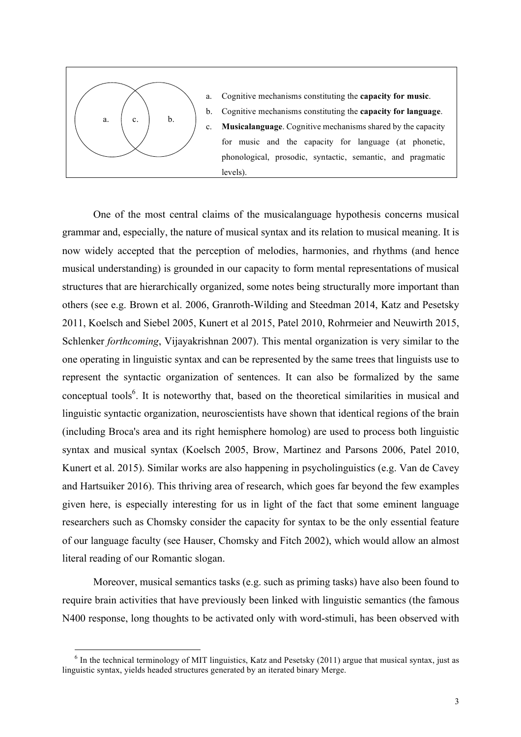a. Cognitive mechanisms constituting the **capacity for music**.

b. Cognitive mechanisms constituting the **capacity for language**.

c. **Musicalanguage**. Cognitive mechanisms shared by the capacity for music and the capacity for language (at phonetic, phonological, prosodic, syntactic, semantic, and pragmatic levels).

One of the most central claims of the musicalanguage hypothesis concerns musical grammar and, especially, the nature of musical syntax and its relation to musical meaning. It is now widely accepted that the perception of melodies, harmonies, and rhythms (and hence musical understanding) is grounded in our capacity to form mental representations of musical structures that are hierarchically organized, some notes being structurally more important than others (see e.g. Brown et al. 2006, Granroth-Wilding and Steedman 2014, Katz and Pesetsky 2011, Koelsch and Siebel 2005, Kunert et al 2015, Patel 2010, Rohrmeier and Neuwirth 2015, Schlenker *forthcoming*, Vijayakrishnan 2007). This mental organization is very similar to the one operating in linguistic syntax and can be represented by the same trees that linguists use to represent the syntactic organization of sentences. It can also be formalized by the same conceptual tools[6]. It is noteworthy that, based on the theoretical similarities in musical and linguistic syntactic organization, neuroscientists have shown that identical regions of the brain (including Broca's area and its right hemisphere homolog) are used to process both linguistic syntax and musical syntax (Koelsch 2005, Brow, Martinez and Parsons 2006, Patel 2010, Kunert et al. 2015). Similar works are also happening in psycholinguistics (e.g. Van de Cavey and Hartsuiker 2016). This thriving area of research, which goes far beyond the few examples given here, is especially interesting for us in light of the fact that some eminent language researchers such as Chomsky consider the capacity for syntax to be the only essential feature of our language faculty (see Hauser, Chomsky and Fitch 2002), which would allow an almost literal reading of our Romantic slogan.

Moreover, musical semantics tasks (e.g. such as priming tasks) have also been found to require brain activities that have previously been linked with linguistic semantics (the famous N400 response, long thoughts to be activated only with word-stimuli, has been observed with

[6] In the technical terminology of MIT linguistics, Katz and Pesetsky (2011) argue that musical syntax, just as linguistic syntax, yields headed structures generated by an iterated binary Merge.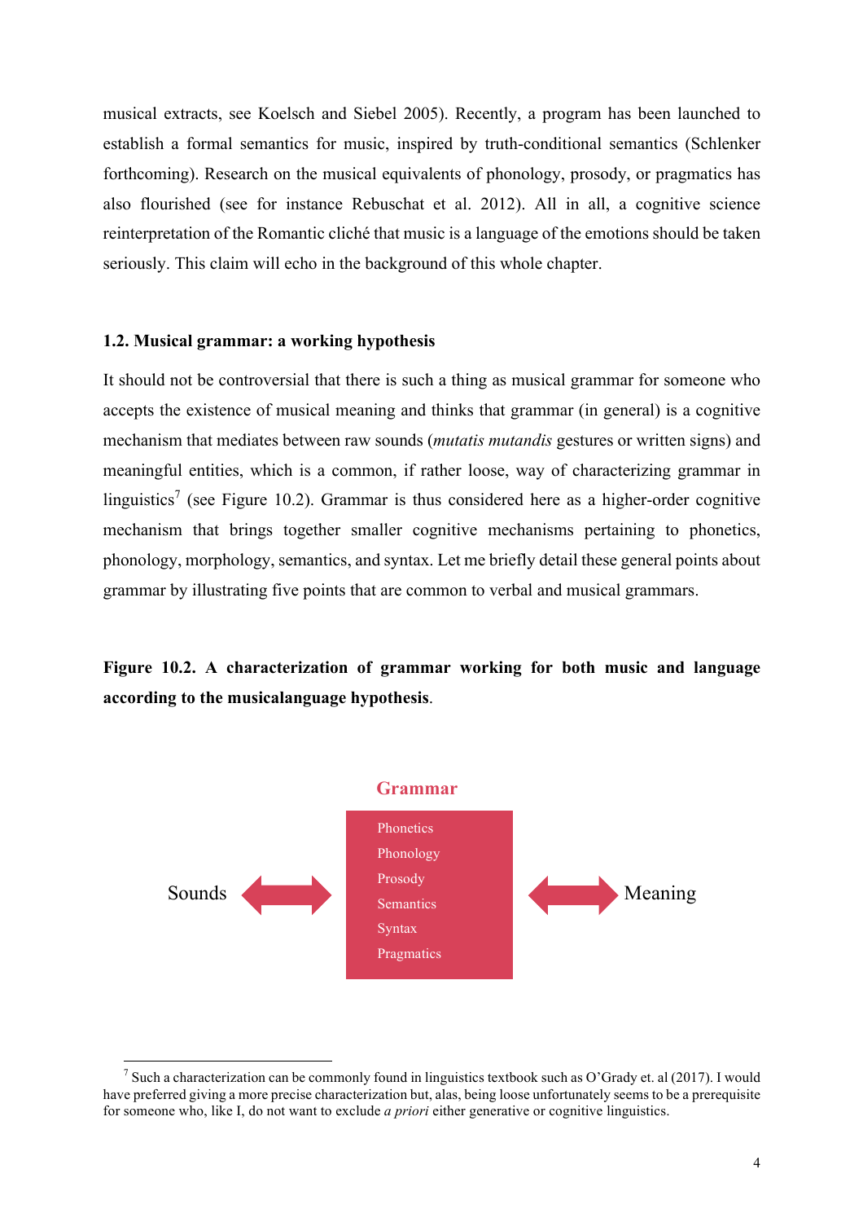musical extracts, see Koelsch and Siebel 2005). Recently, a program has been launched to establish a formal semantics for music, inspired by truth-conditional semantics (Schlenker forthcoming). Research on the musical equivalents of phonology, prosody, or pragmatics has also flourished (see for instance Rebuschat et al. 2012). All in all, a cognitive science reinterpretation of the Romantic cliché that music is a language of the emotions should be taken seriously. This claim will echo in the background of this whole chapter.

### 1.2. Musical grammar: a working hypothesis

It should not be controversial that there is such a thing as musical grammar for someone who accepts the existence of musical meaning and thinks that grammar (in general) is a cognitive mechanism that mediates between raw sounds (*mutatis mutandis* gestures or written signs) and meaningful entities, which is a common, if rather loose, way of characterizing grammar in linguistics[7] (see Figure 10.2). Grammar is thus considered here as a higher-order cognitive mechanism that brings together smaller cognitive mechanisms pertaining to phonetics, phonology, morphology, semantics, and syntax. Let me briefly detail these general points about grammar by illustrating five points that are common to verbal and musical grammars.

**Figure 10.2. A characterization of grammar working for both music and language according to the musicalanguage hypothesis**.

Grammar

Sounds ⟷ [Phonetics, Phonology, Prosody, Semantics, Syntax, Pragmatics] ⟷ Meaning

[7] Such a characterization can be commonly found in linguistics textbook such as O'Grady et. al (2017). I would have preferred giving a more precise characterization but, alas, being loose unfortunately seems to be a prerequisite for someone who, like I, do not want to exclude *a priori* either generative or cognitive linguistics.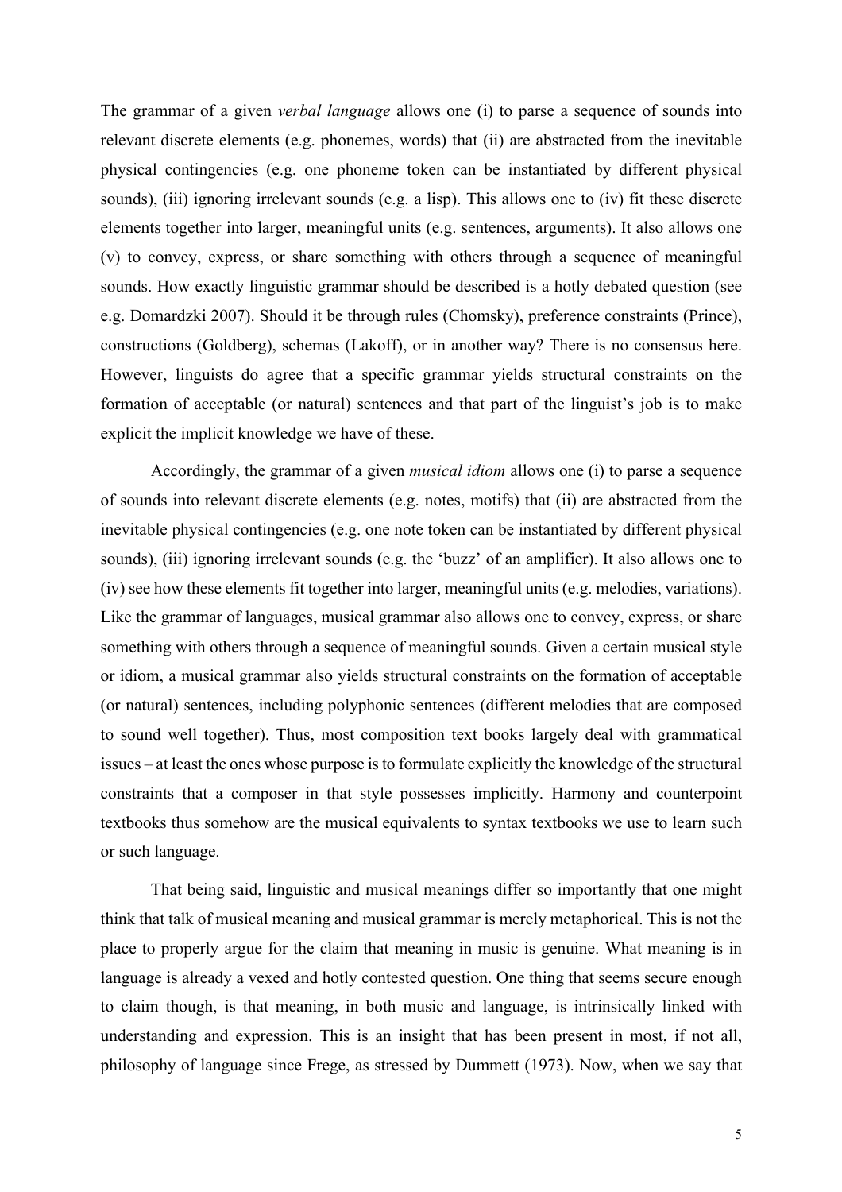The grammar of a given *verbal language* allows one (i) to parse a sequence of sounds into relevant discrete elements (e.g. phonemes, words) that (ii) are abstracted from the inevitable physical contingencies (e.g. one phoneme token can be instantiated by different physical sounds), (iii) ignoring irrelevant sounds (e.g. a lisp). This allows one to (iv) fit these discrete elements together into larger, meaningful units (e.g. sentences, arguments). It also allows one (v) to convey, express, or share something with others through a sequence of meaningful sounds. How exactly linguistic grammar should be described is a hotly debated question (see e.g. Domardzki 2007). Should it be through rules (Chomsky), preference constraints (Prince), constructions (Goldberg), schemas (Lakoff), or in another way? There is no consensus here. However, linguists do agree that a specific grammar yields structural constraints on the formation of acceptable (or natural) sentences and that part of the linguist's job is to make explicit the implicit knowledge we have of these.

Accordingly, the grammar of a given *musical idiom* allows one (i) to parse a sequence of sounds into relevant discrete elements (e.g. notes, motifs) that (ii) are abstracted from the inevitable physical contingencies (e.g. one note token can be instantiated by different physical sounds), (iii) ignoring irrelevant sounds (e.g. the 'buzz' of an amplifier). It also allows one to (iv) see how these elements fit together into larger, meaningful units (e.g. melodies, variations). Like the grammar of languages, musical grammar also allows one to convey, express, or share something with others through a sequence of meaningful sounds. Given a certain musical style or idiom, a musical grammar also yields structural constraints on the formation of acceptable (or natural) sentences, including polyphonic sentences (different melodies that are composed to sound well together). Thus, most composition text books largely deal with grammatical issues – at least the ones whose purpose is to formulate explicitly the knowledge of the structural constraints that a composer in that style possesses implicitly. Harmony and counterpoint textbooks thus somehow are the musical equivalents to syntax textbooks we use to learn such or such language.

That being said, linguistic and musical meanings differ so importantly that one might think that talk of musical meaning and musical grammar is merely metaphorical. This is not the place to properly argue for the claim that meaning in music is genuine. What meaning is in language is already a vexed and hotly contested question. One thing that seems secure enough to claim though, is that meaning, in both music and language, is intrinsically linked with understanding and expression. This is an insight that has been present in most, if not all, philosophy of language since Frege, as stressed by Dummett (1973). Now, when we say that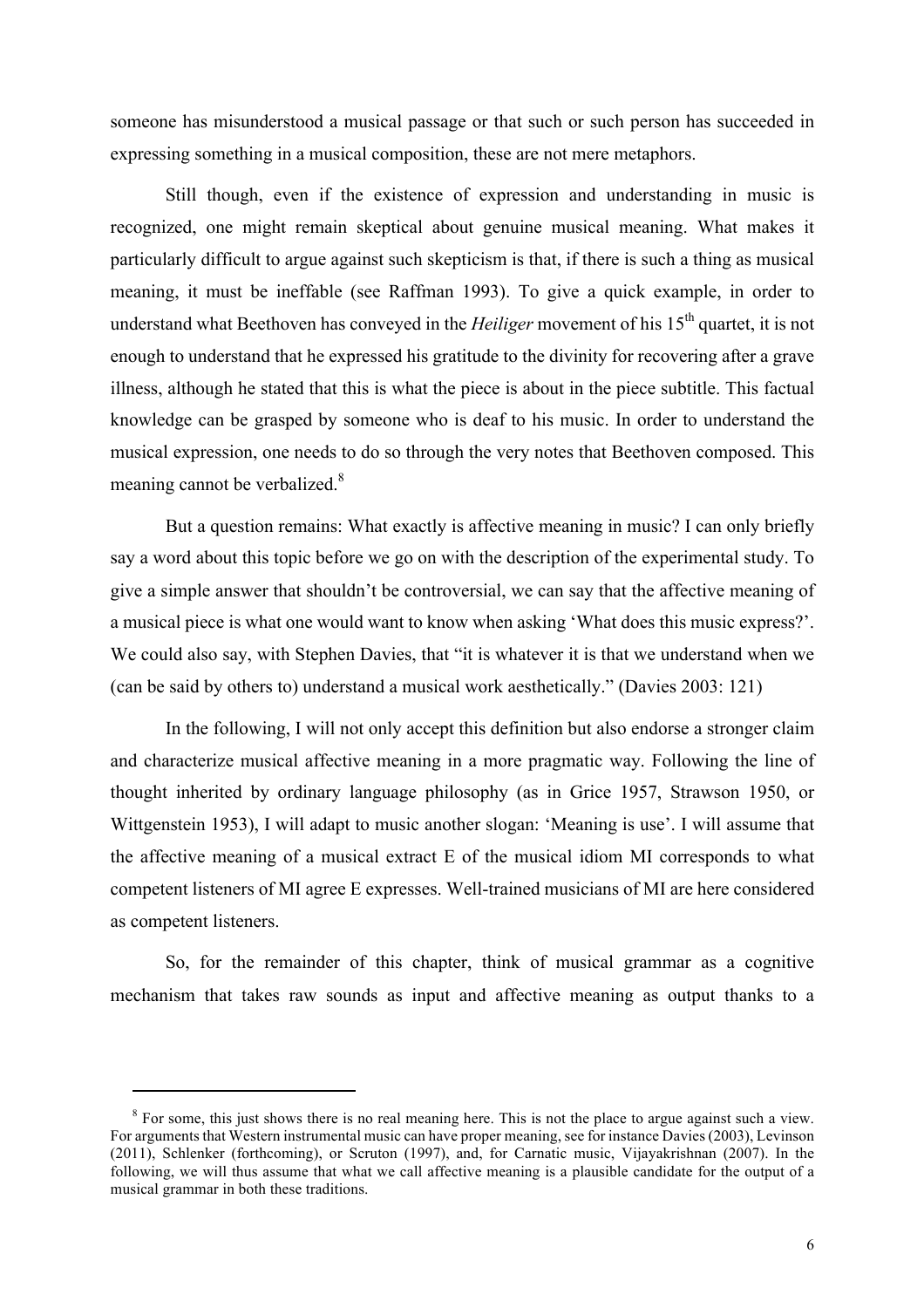someone has misunderstood a musical passage or that such or such person has succeeded in expressing something in a musical composition, these are not mere metaphors.

Still though, even if the existence of expression and understanding in music is recognized, one might remain skeptical about genuine musical meaning. What makes it particularly difficult to argue against such skepticism is that, if there is such a thing as musical meaning, it must be ineffable (see Raffman 1993). To give a quick example, in order to understand what Beethoven has conveyed in the *Heiliger* movement of his 15th quartet, it is not enough to understand that he expressed his gratitude to the divinity for recovering after a grave illness, although he stated that this is what the piece is about in the piece subtitle. This factual knowledge can be grasped by someone who is deaf to his music. In order to understand the musical expression, one needs to do so through the very notes that Beethoven composed. This meaning cannot be verbalized.[8]

But a question remains: What exactly is affective meaning in music? I can only briefly say a word about this topic before we go on with the description of the experimental study. To give a simple answer that shouldn't be controversial, we can say that the affective meaning of a musical piece is what one would want to know when asking 'What does this music express?'. We could also say, with Stephen Davies, that "it is whatever it is that we understand when we (can be said by others to) understand a musical work aesthetically." (Davies 2003: 121)

In the following, I will not only accept this definition but also endorse a stronger claim and characterize musical affective meaning in a more pragmatic way. Following the line of thought inherited by ordinary language philosophy (as in Grice 1957, Strawson 1950, or Wittgenstein 1953), I will adapt to music another slogan: 'Meaning is use'. I will assume that the affective meaning of a musical extract E of the musical idiom MI corresponds to what competent listeners of MI agree E expresses. Well-trained musicians of MI are here considered as competent listeners.

So, for the remainder of this chapter, think of musical grammar as a cognitive mechanism that takes raw sounds as input and affective meaning as output thanks to a

---

[8] For some, this just shows there is no real meaning here. This is not the place to argue against such a view. For arguments that Western instrumental music can have proper meaning, see for instance Davies (2003), Levinson (2011), Schlenker (forthcoming), or Scruton (1997), and, for Carnatic music, Vijayakrishnan (2007). In the following, we will thus assume that what we call affective meaning is a plausible candidate for the output of a musical grammar in both these traditions.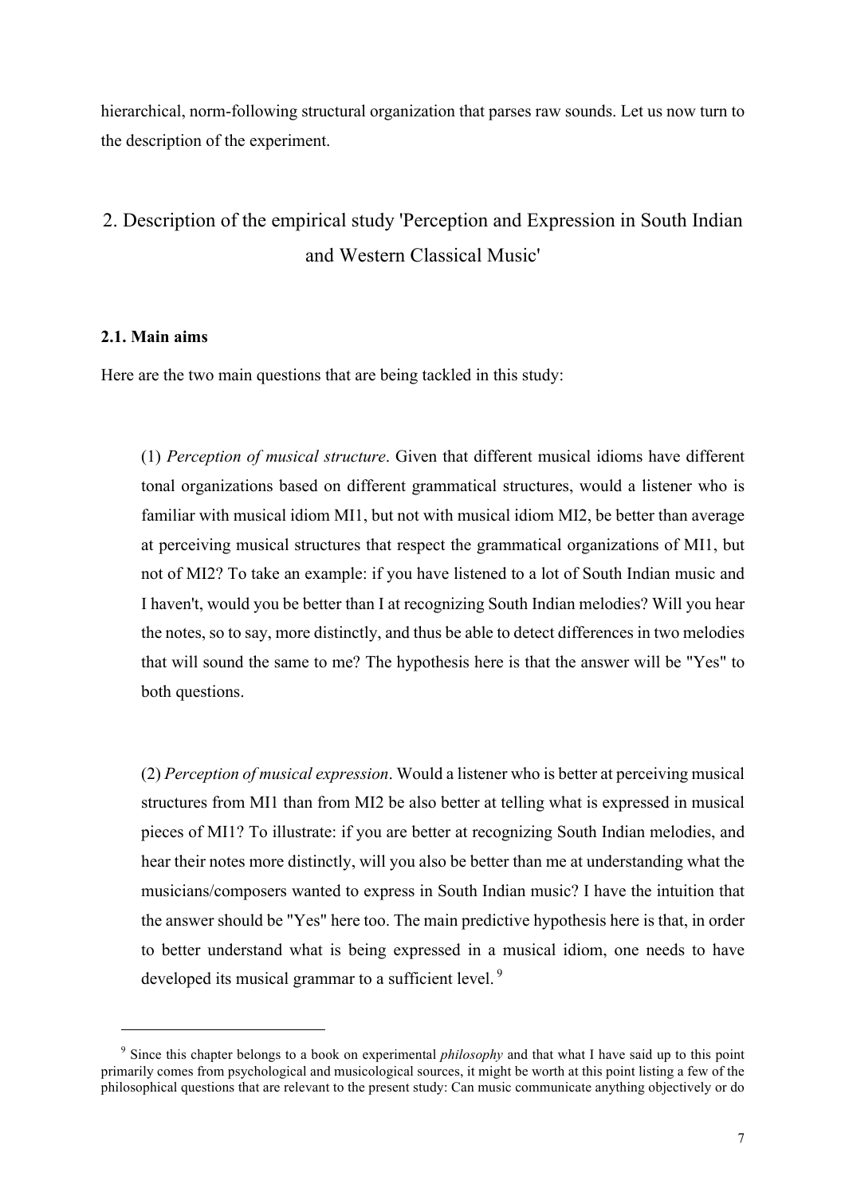hierarchical, norm-following structural organization that parses raw sounds. Let us now turn to the description of the experiment.

## 2. Description of the empirical study 'Perception and Expression in South Indian and Western Classical Music'

### 2.1. Main aims

Here are the two main questions that are being tackled in this study:

> (1) *Perception of musical structure*. Given that different musical idioms have different tonal organizations based on different grammatical structures, would a listener who is familiar with musical idiom MI1, but not with musical idiom MI2, be better than average at perceiving musical structures that respect the grammatical organizations of MI1, but not of MI2? To take an example: if you have listened to a lot of South Indian music and I haven't, would you be better than I at recognizing South Indian melodies? Will you hear the notes, so to say, more distinctly, and thus be able to detect differences in two melodies that will sound the same to me? The hypothesis here is that the answer will be "Yes" to both questions.

> (2) *Perception of musical expression*. Would a listener who is better at perceiving musical structures from MI1 than from MI2 be also better at telling what is expressed in musical pieces of MI1? To illustrate: if you are better at recognizing South Indian melodies, and hear their notes more distinctly, will you also be better than me at understanding what the musicians/composers wanted to express in South Indian music? I have the intuition that the answer should be "Yes" here too. The main predictive hypothesis here is that, in order to better understand what is being expressed in a musical idiom, one needs to have developed its musical grammar to a sufficient level. [9]

---

[9] Since this chapter belongs to a book on experimental *philosophy* and that what I have said up to this point primarily comes from psychological and musicological sources, it might be worth at this point listing a few of the philosophical questions that are relevant to the present study: Can music communicate anything objectively or do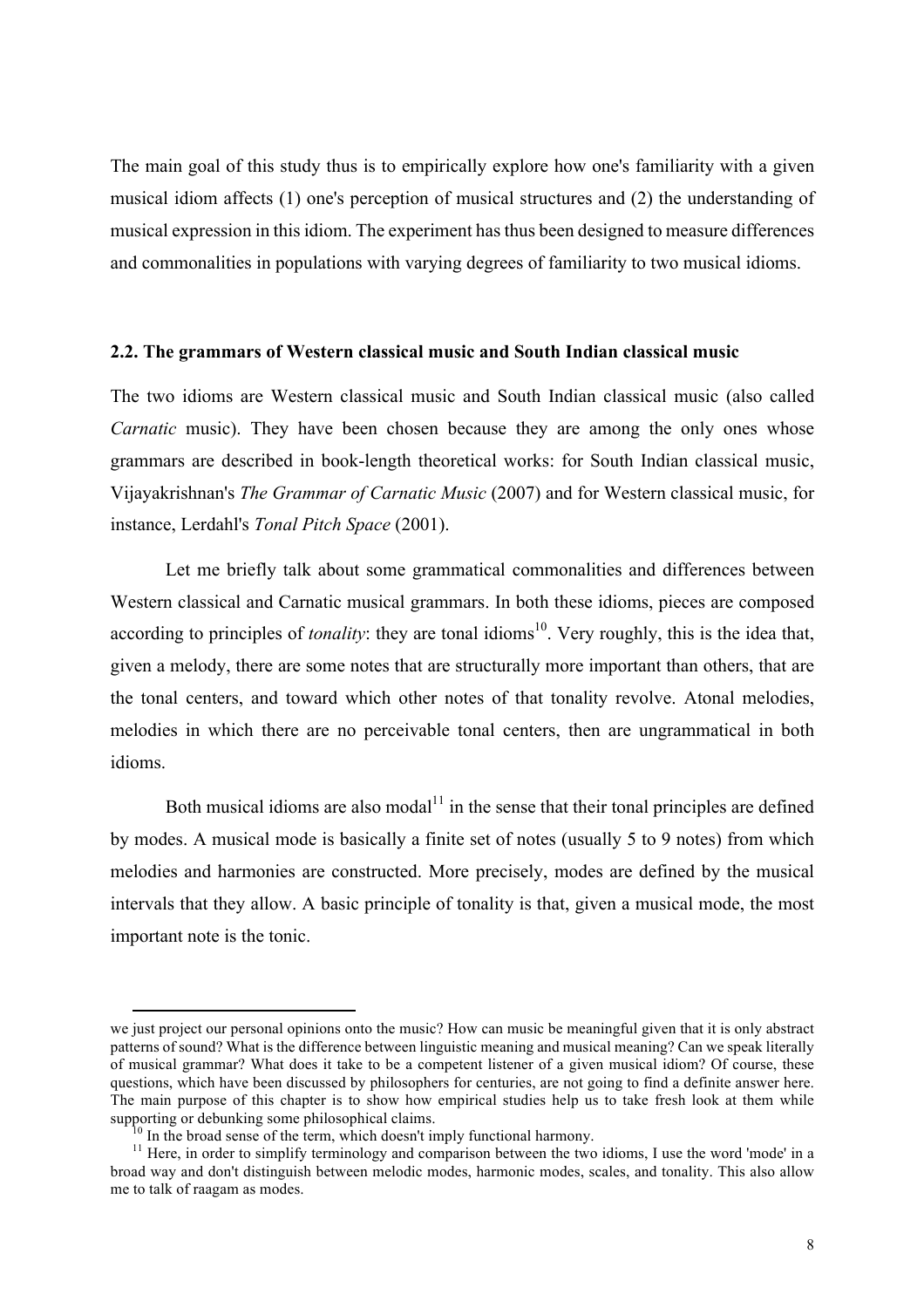The main goal of this study thus is to empirically explore how one's familiarity with a given musical idiom affects (1) one's perception of musical structures and (2) the understanding of musical expression in this idiom. The experiment has thus been designed to measure differences and commonalities in populations with varying degrees of familiarity to two musical idioms.

### 2.2. The grammars of Western classical music and South Indian classical music

The two idioms are Western classical music and South Indian classical music (also called *Carnatic* music). They have been chosen because they are among the only ones whose grammars are described in book-length theoretical works: for South Indian classical music, Vijayakrishnan's *The Grammar of Carnatic Music* (2007) and for Western classical music, for instance, Lerdahl's *Tonal Pitch Space* (2001).

Let me briefly talk about some grammatical commonalities and differences between Western classical and Carnatic musical grammars. In both these idioms, pieces are composed according to principles of *tonality*: they are tonal idioms[10]. Very roughly, this is the idea that, given a melody, there are some notes that are structurally more important than others, that are the tonal centers, and toward which other notes of that tonality revolve. Atonal melodies, melodies in which there are no perceivable tonal centers, then are ungrammatical in both idioms.

Both musical idioms are also modal[11] in the sense that their tonal principles are defined by modes. A musical mode is basically a finite set of notes (usually 5 to 9 notes) from which melodies and harmonies are constructed. More precisely, modes are defined by the musical intervals that they allow. A basic principle of tonality is that, given a musical mode, the most important note is the tonic.

---

we just project our personal opinions onto the music? How can music be meaningful given that it is only abstract patterns of sound? What is the difference between linguistic meaning and musical meaning? Can we speak literally of musical grammar? What does it take to be a competent listener of a given musical idiom? Of course, these questions, which have been discussed by philosophers for centuries, are not going to find a definite answer here. The main purpose of this chapter is to show how empirical studies help us to take fresh look at them while supporting or debunking some philosophical claims.

[10] In the broad sense of the term, which doesn't imply functional harmony.

[11] Here, in order to simplify terminology and comparison between the two idioms, I use the word 'mode' in a broad way and don't distinguish between melodic modes, harmonic modes, scales, and tonality. This also allow me to talk of raagam as modes.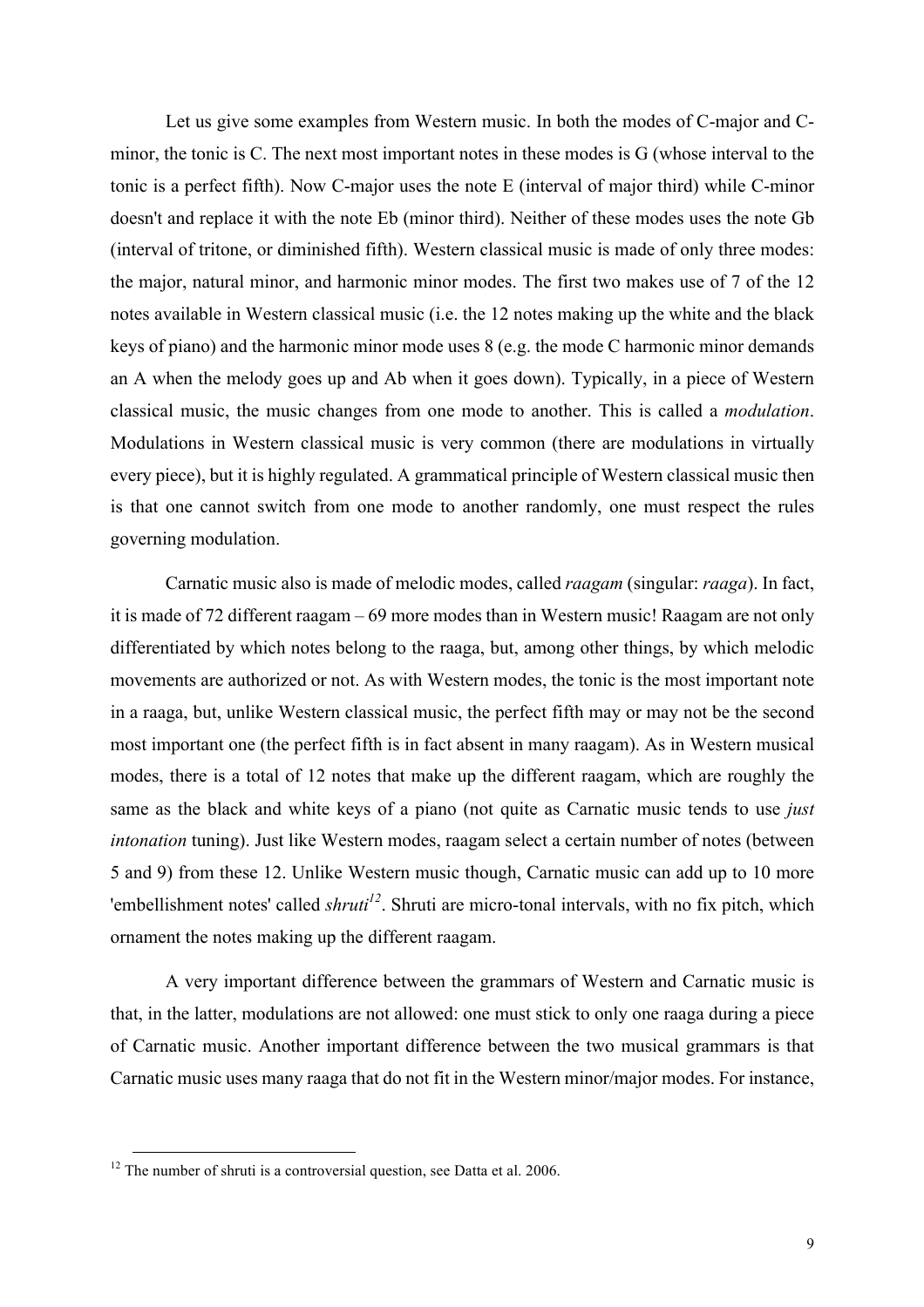Let us give some examples from Western music. In both the modes of C-major and C-minor, the tonic is C. The next most important notes in these modes is G (whose interval to the tonic is a perfect fifth). Now C-major uses the note E (interval of major third) while C-minor doesn't and replace it with the note Eb (minor third). Neither of these modes uses the note Gb (interval of tritone, or diminished fifth). Western classical music is made of only three modes: the major, natural minor, and harmonic minor modes. The first two makes use of 7 of the 12 notes available in Western classical music (i.e. the 12 notes making up the white and the black keys of piano) and the harmonic minor mode uses 8 (e.g. the mode C harmonic minor demands an A when the melody goes up and Ab when it goes down). Typically, in a piece of Western classical music, the music changes from one mode to another. This is called a *modulation*. Modulations in Western classical music is very common (there are modulations in virtually every piece), but it is highly regulated. A grammatical principle of Western classical music then is that one cannot switch from one mode to another randomly, one must respect the rules governing modulation.

Carnatic music also is made of melodic modes, called *raagam* (singular: *raaga*). In fact, it is made of 72 different raagam – 69 more modes than in Western music! Raagam are not only differentiated by which notes belong to the raaga, but, among other things, by which melodic movements are authorized or not. As with Western modes, the tonic is the most important note in a raaga, but, unlike Western classical music, the perfect fifth may or may not be the second most important one (the perfect fifth is in fact absent in many raagam). As in Western musical modes, there is a total of 12 notes that make up the different raagam, which are roughly the same as the black and white keys of a piano (not quite as Carnatic music tends to use *just intonation* tuning). Just like Western modes, raagam select a certain number of notes (between 5 and 9) from these 12. Unlike Western music though, Carnatic music can add up to 10 more 'embellishment notes' called *shruti*[12]. Shruti are micro-tonal intervals, with no fix pitch, which ornament the notes making up the different raagam.

A very important difference between the grammars of Western and Carnatic music is that, in the latter, modulations are not allowed: one must stick to only one raaga during a piece of Carnatic music. Another important difference between the two musical grammars is that Carnatic music uses many raaga that do not fit in the Western minor/major modes. For instance,

[12] The number of shruti is a controversial question, see Datta et al. 2006.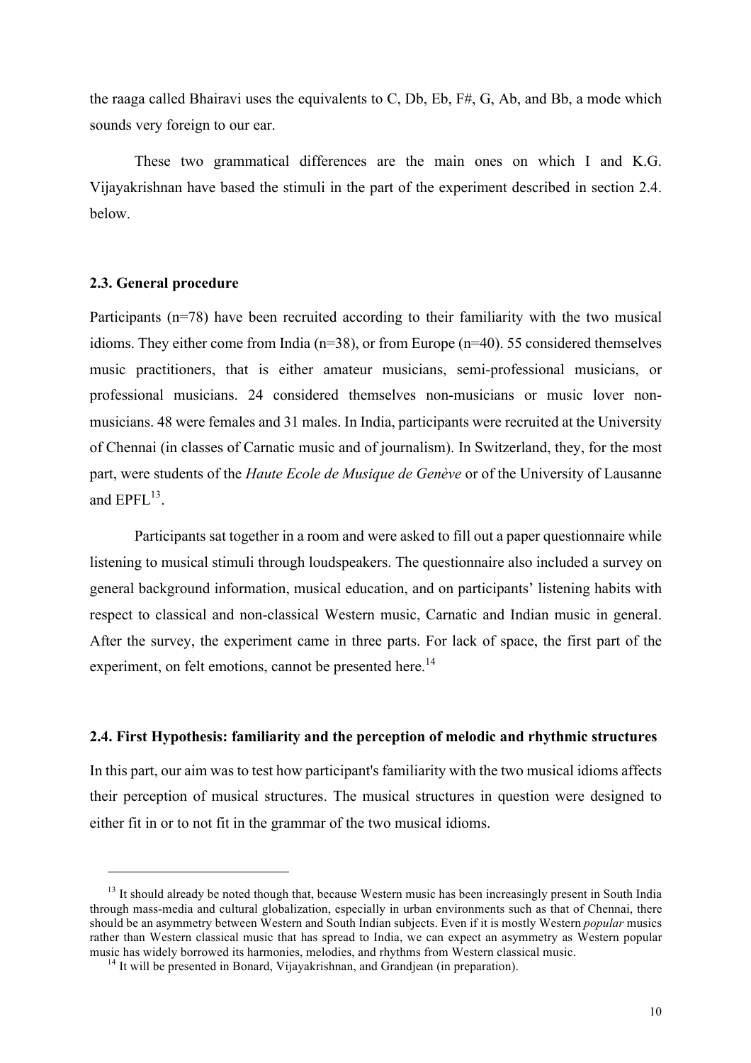the raaga called Bhairavi uses the equivalents to C, Db, Eb, F#, G, Ab, and Bb, a mode which sounds very foreign to our ear.

These two grammatical differences are the main ones on which I and K.G. Vijayakrishnan have based the stimuli in the part of the experiment described in section 2.4. below.

### 2.3. General procedure

Participants (n=78) have been recruited according to their familiarity with the two musical idioms. They either come from India (n=38), or from Europe (n=40). 55 considered themselves music practitioners, that is either amateur musicians, semi-professional musicians, or professional musicians. 24 considered themselves non-musicians or music lover non-musicians. 48 were females and 31 males. In India, participants were recruited at the University of Chennai (in classes of Carnatic music and of journalism). In Switzerland, they, for the most part, were students of the *Haute Ecole de Musique de Genève* or of the University of Lausanne and EPFL[13].

Participants sat together in a room and were asked to fill out a paper questionnaire while listening to musical stimuli through loudspeakers. The questionnaire also included a survey on general background information, musical education, and on participants' listening habits with respect to classical and non-classical Western music, Carnatic and Indian music in general. After the survey, the experiment came in three parts. For lack of space, the first part of the experiment, on felt emotions, cannot be presented here.[14]

### 2.4. First Hypothesis: familiarity and the perception of melodic and rhythmic structures

In this part, our aim was to test how participant's familiarity with the two musical idioms affects their perception of musical structures. The musical structures in question were designed to either fit in or to not fit in the grammar of the two musical idioms.

---

[13] It should already be noted though that, because Western music has been increasingly present in South India through mass-media and cultural globalization, especially in urban environments such as that of Chennai, there should be an asymmetry between Western and South Indian subjects. Even if it is mostly Western *popular* musics rather than Western classical music that has spread to India, we can expect an asymmetry as Western popular music has widely borrowed its harmonies, melodies, and rhythms from Western classical music.

[14] It will be presented in Bonard, Vijayakrishnan, and Grandjean (in preparation).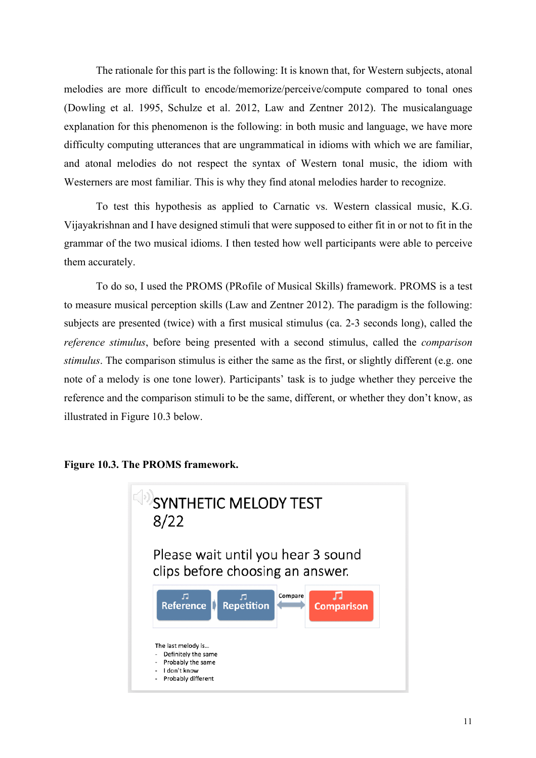The rationale for this part is the following: It is known that, for Western subjects, atonal melodies are more difficult to encode/memorize/perceive/compute compared to tonal ones (Dowling et al. 1995, Schulze et al. 2012, Law and Zentner 2012). The musicalanguage explanation for this phenomenon is the following: in both music and language, we have more difficulty computing utterances that are ungrammatical in idioms with which we are familiar, and atonal melodies do not respect the syntax of Western tonal music, the idiom with Westerners are most familiar. This is why they find atonal melodies harder to recognize.

To test this hypothesis as applied to Carnatic vs. Western classical music, K.G. Vijayakrishnan and I have designed stimuli that were supposed to either fit in or not to fit in the grammar of the two musical idioms. I then tested how well participants were able to perceive them accurately.

To do so, I used the PROMS (PRofile of Musical Skills) framework. PROMS is a test to measure musical perception skills (Law and Zentner 2012). The paradigm is the following: subjects are presented (twice) with a first musical stimulus (ca. 2-3 seconds long), called the *reference stimulus*, before being presented with a second stimulus, called the *comparison stimulus*. The comparison stimulus is either the same as the first, or slightly different (e.g. one note of a melody is one tone lower). Participants' task is to judge whether they perceive the reference and the comparison stimuli to be the same, different, or whether they don't know, as illustrated in Figure 10.3 below.

**Figure 10.3. The PROMS framework.**

SYNTHETIC MELODY TEST
8/22

Please wait until you hear 3 sound clips before choosing an answer.

Reference → Repetition ← Compare → Comparison

The last melody is...
- Definitely the same
- Probably the same
- I don't know
- Probably different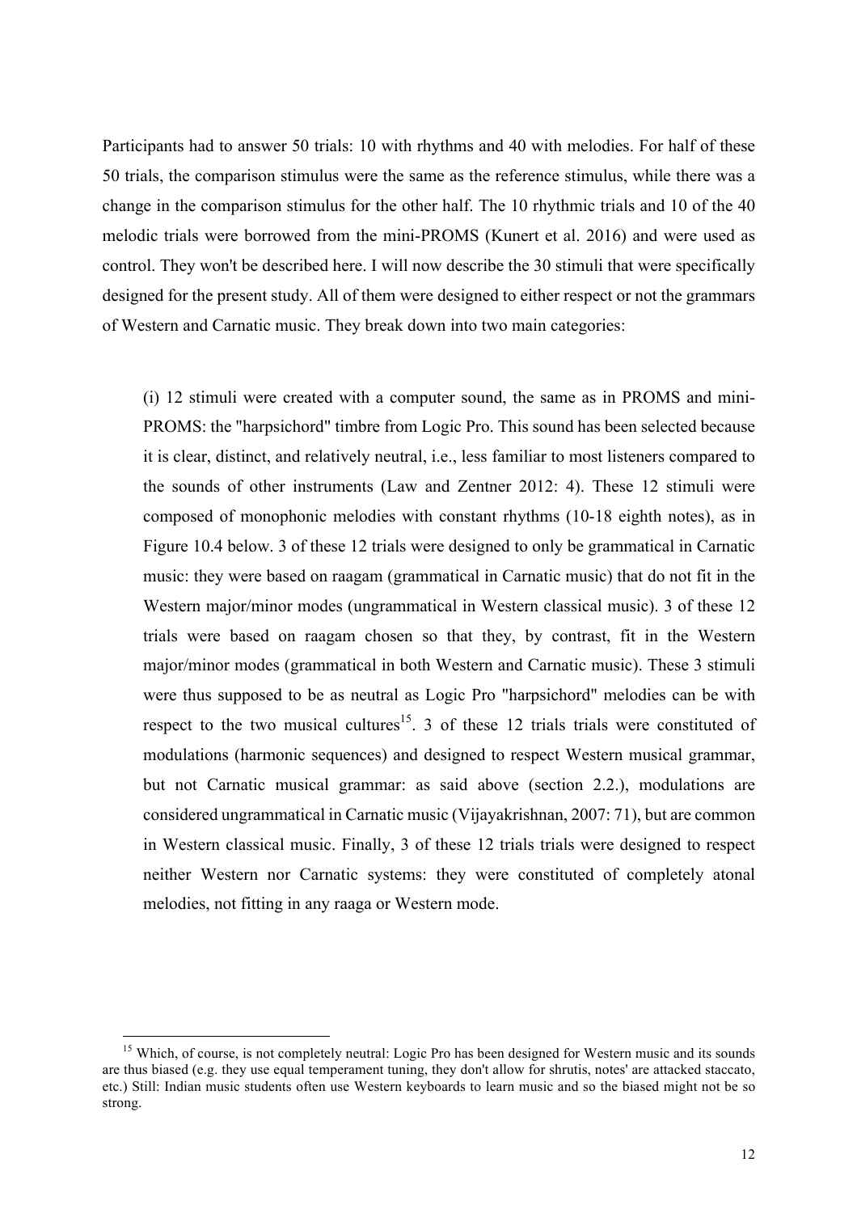Participants had to answer 50 trials: 10 with rhythms and 40 with melodies. For half of these 50 trials, the comparison stimulus were the same as the reference stimulus, while there was a change in the comparison stimulus for the other half. The 10 rhythmic trials and 10 of the 40 melodic trials were borrowed from the mini-PROMS (Kunert et al. 2016) and were used as control. They won't be described here. I will now describe the 30 stimuli that were specifically designed for the present study. All of them were designed to either respect or not the grammars of Western and Carnatic music. They break down into two main categories:

> (i) 12 stimuli were created with a computer sound, the same as in PROMS and mini-PROMS: the "harpsichord" timbre from Logic Pro. This sound has been selected because it is clear, distinct, and relatively neutral, i.e., less familiar to most listeners compared to the sounds of other instruments (Law and Zentner 2012: 4). These 12 stimuli were composed of monophonic melodies with constant rhythms (10-18 eighth notes), as in Figure 10.4 below. 3 of these 12 trials were designed to only be grammatical in Carnatic music: they were based on raagam (grammatical in Carnatic music) that do not fit in the Western major/minor modes (ungrammatical in Western classical music). 3 of these 12 trials were based on raagam chosen so that they, by contrast, fit in the Western major/minor modes (grammatical in both Western and Carnatic music). These 3 stimuli were thus supposed to be as neutral as Logic Pro "harpsichord" melodies can be with respect to the two musical cultures[15]. 3 of these 12 trials trials were constituted of modulations (harmonic sequences) and designed to respect Western musical grammar, but not Carnatic musical grammar: as said above (section 2.2.), modulations are considered ungrammatical in Carnatic music (Vijayakrishnan, 2007: 71), but are common in Western classical music. Finally, 3 of these 12 trials trials were designed to respect neither Western nor Carnatic systems: they were constituted of completely atonal melodies, not fitting in any raaga or Western mode.

[15] Which, of course, is not completely neutral: Logic Pro has been designed for Western music and its sounds are thus biased (e.g. they use equal temperament tuning, they don't allow for shrutis, notes' are attacked staccato, etc.) Still: Indian music students often use Western keyboards to learn music and so the biased might not be so strong.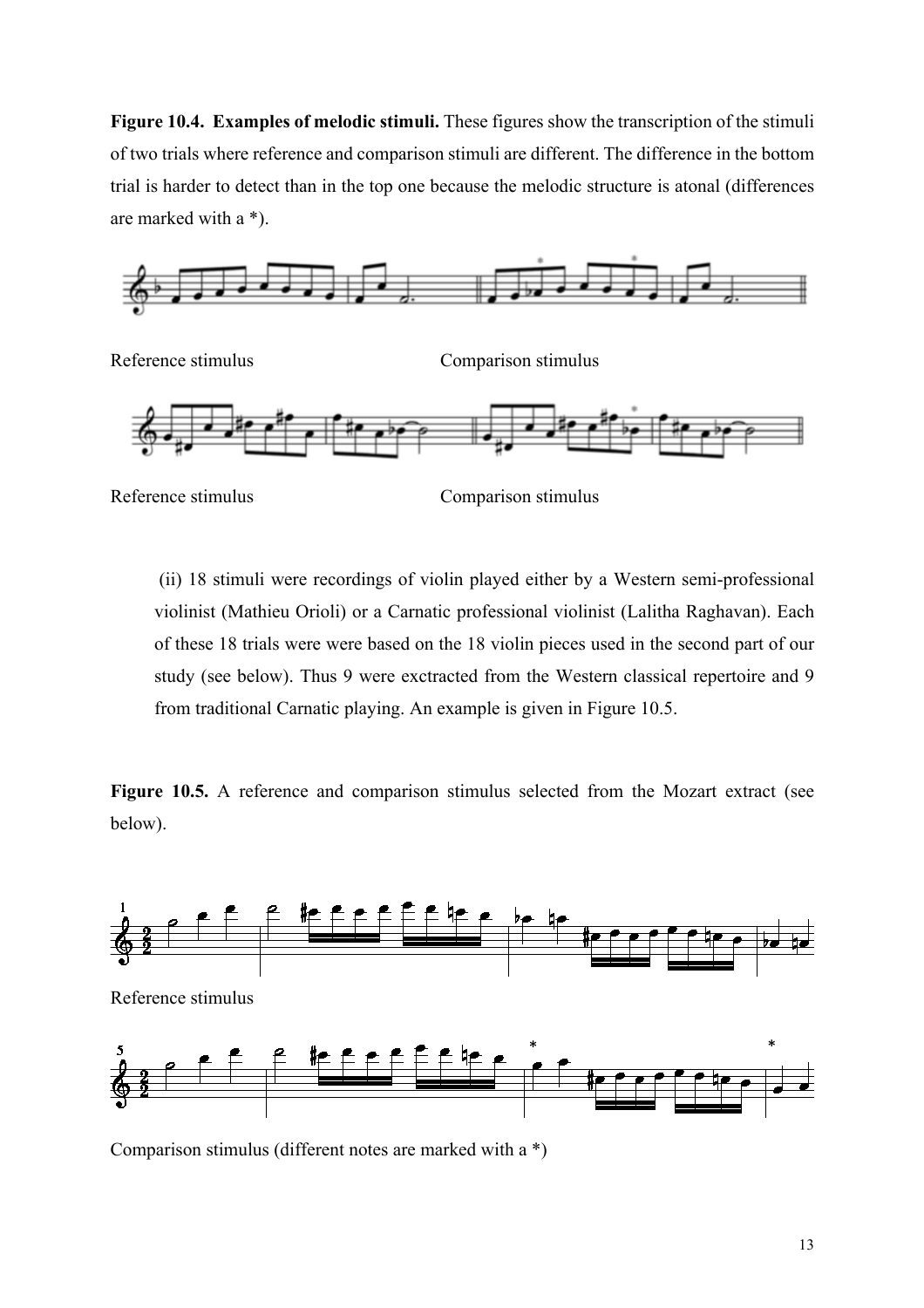**Figure 10.4. Examples of melodic stimuli.** These figures show the transcription of the stimuli of two trials where reference and comparison stimuli are different. The difference in the bottom trial is harder to detect than in the top one because the melodic structure is atonal (differences are marked with a *).

Reference stimulus Comparison stimulus

Reference stimulus Comparison stimulus

(ii) 18 stimuli were recordings of violin played either by a Western semi-professional violinist (Mathieu Orioli) or a Carnatic professional violinist (Lalitha Raghavan). Each of these 18 trials were were based on the 18 violin pieces used in the second part of our study (see below). Thus 9 were exctracted from the Western classical repertoire and 9 from traditional Carnatic playing. An example is given in Figure 10.5.

**Figure 10.5.** A reference and comparison stimulus selected from the Mozart extract (see below).

Reference stimulus

Comparison stimulus (different notes are marked with a *)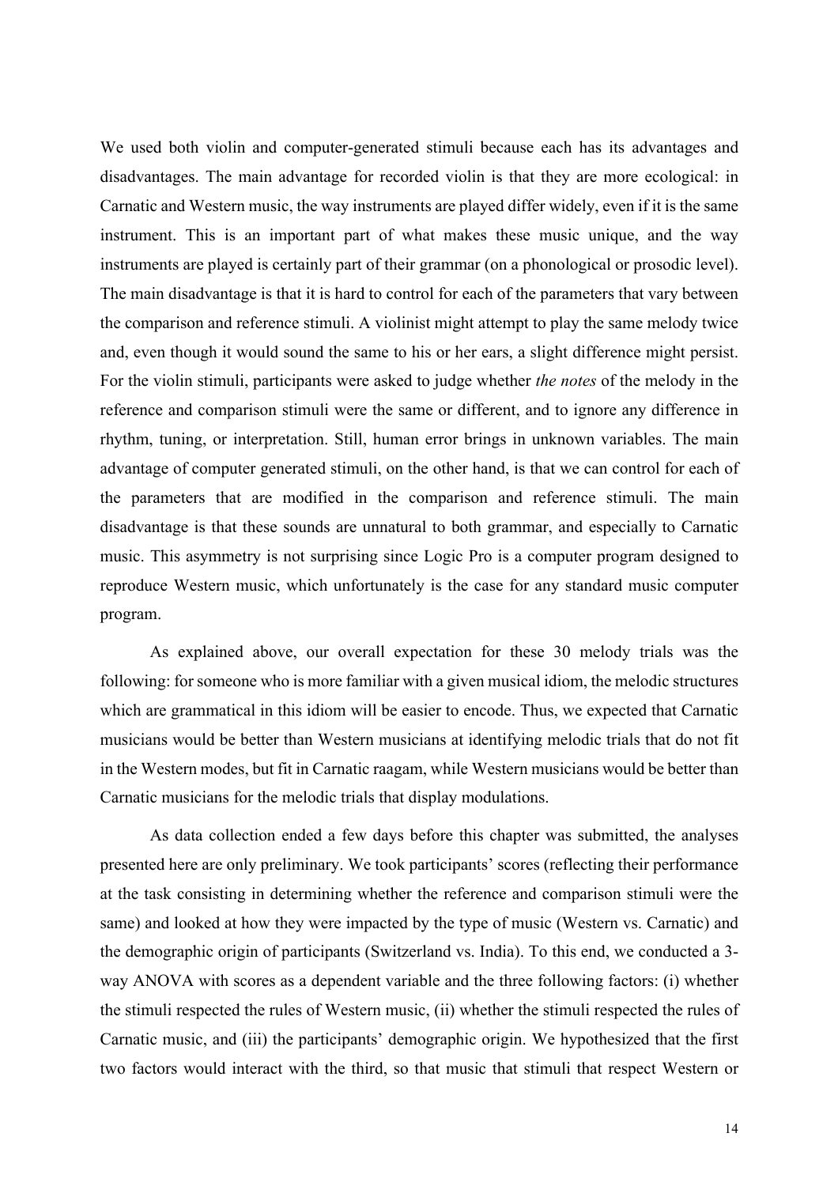We used both violin and computer-generated stimuli because each has its advantages and disadvantages. The main advantage for recorded violin is that they are more ecological: in Carnatic and Western music, the way instruments are played differ widely, even if it is the same instrument. This is an important part of what makes these music unique, and the way instruments are played is certainly part of their grammar (on a phonological or prosodic level). The main disadvantage is that it is hard to control for each of the parameters that vary between the comparison and reference stimuli. A violinist might attempt to play the same melody twice and, even though it would sound the same to his or her ears, a slight difference might persist. For the violin stimuli, participants were asked to judge whether *the notes* of the melody in the reference and comparison stimuli were the same or different, and to ignore any difference in rhythm, tuning, or interpretation. Still, human error brings in unknown variables. The main advantage of computer generated stimuli, on the other hand, is that we can control for each of the parameters that are modified in the comparison and reference stimuli. The main disadvantage is that these sounds are unnatural to both grammar, and especially to Carnatic music. This asymmetry is not surprising since Logic Pro is a computer program designed to reproduce Western music, which unfortunately is the case for any standard music computer program.

As explained above, our overall expectation for these 30 melody trials was the following: for someone who is more familiar with a given musical idiom, the melodic structures which are grammatical in this idiom will be easier to encode. Thus, we expected that Carnatic musicians would be better than Western musicians at identifying melodic trials that do not fit in the Western modes, but fit in Carnatic raagam, while Western musicians would be better than Carnatic musicians for the melodic trials that display modulations.

As data collection ended a few days before this chapter was submitted, the analyses presented here are only preliminary. We took participants' scores (reflecting their performance at the task consisting in determining whether the reference and comparison stimuli were the same) and looked at how they were impacted by the type of music (Western vs. Carnatic) and the demographic origin of participants (Switzerland vs. India). To this end, we conducted a 3-way ANOVA with scores as a dependent variable and the three following factors: (i) whether the stimuli respected the rules of Western music, (ii) whether the stimuli respected the rules of Carnatic music, and (iii) the participants' demographic origin. We hypothesized that the first two factors would interact with the third, so that music that stimuli that respect Western or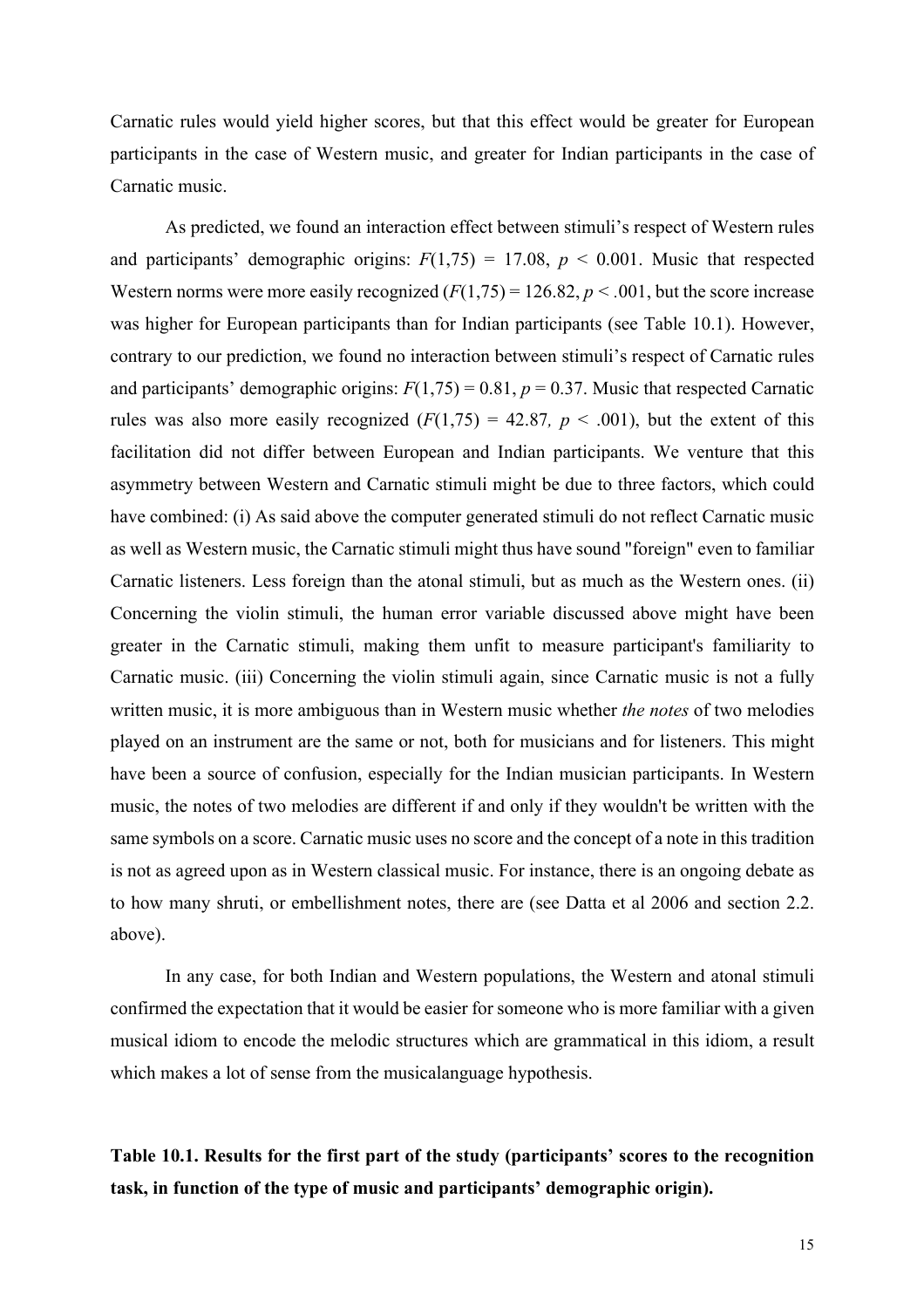Carnatic rules would yield higher scores, but that this effect would be greater for European participants in the case of Western music, and greater for Indian participants in the case of Carnatic music.

As predicted, we found an interaction effect between stimuli's respect of Western rules and participants' demographic origins: $F(1,75) = 17.08$, $p < 0.001$. Music that respected Western norms were more easily recognized ($F(1,75) = 126.82$, $p < .001$, but the score increase was higher for European participants than for Indian participants (see Table 10.1). However, contrary to our prediction, we found no interaction between stimuli's respect of Carnatic rules and participants' demographic origins: $F(1,75) = 0.81$, $p = 0.37$. Music that respected Carnatic rules was also more easily recognized ($F(1,75) = 42.87$, $p < .001$), but the extent of this facilitation did not differ between European and Indian participants. We venture that this asymmetry between Western and Carnatic stimuli might be due to three factors, which could have combined: (i) As said above the computer generated stimuli do not reflect Carnatic music as well as Western music, the Carnatic stimuli might thus have sound "foreign" even to familiar Carnatic listeners. Less foreign than the atonal stimuli, but as much as the Western ones. (ii) Concerning the violin stimuli, the human error variable discussed above might have been greater in the Carnatic stimuli, making them unfit to measure participant's familiarity to Carnatic music. (iii) Concerning the violin stimuli again, since Carnatic music is not a fully written music, it is more ambiguous than in Western music whether *the notes* of two melodies played on an instrument are the same or not, both for musicians and for listeners. This might have been a source of confusion, especially for the Indian musician participants. In Western music, the notes of two melodies are different if and only if they wouldn't be written with the same symbols on a score. Carnatic music uses no score and the concept of a note in this tradition is not as agreed upon as in Western classical music. For instance, there is an ongoing debate as to how many shruti, or embellishment notes, there are (see Datta et al 2006 and section 2.2. above).

In any case, for both Indian and Western populations, the Western and atonal stimuli confirmed the expectation that it would be easier for someone who is more familiar with a given musical idiom to encode the melodic structures which are grammatical in this idiom, a result which makes a lot of sense from the musicalanguage hypothesis.

**Table 10.1. Results for the first part of the study (participants' scores to the recognition task, in function of the type of music and participants' demographic origin).**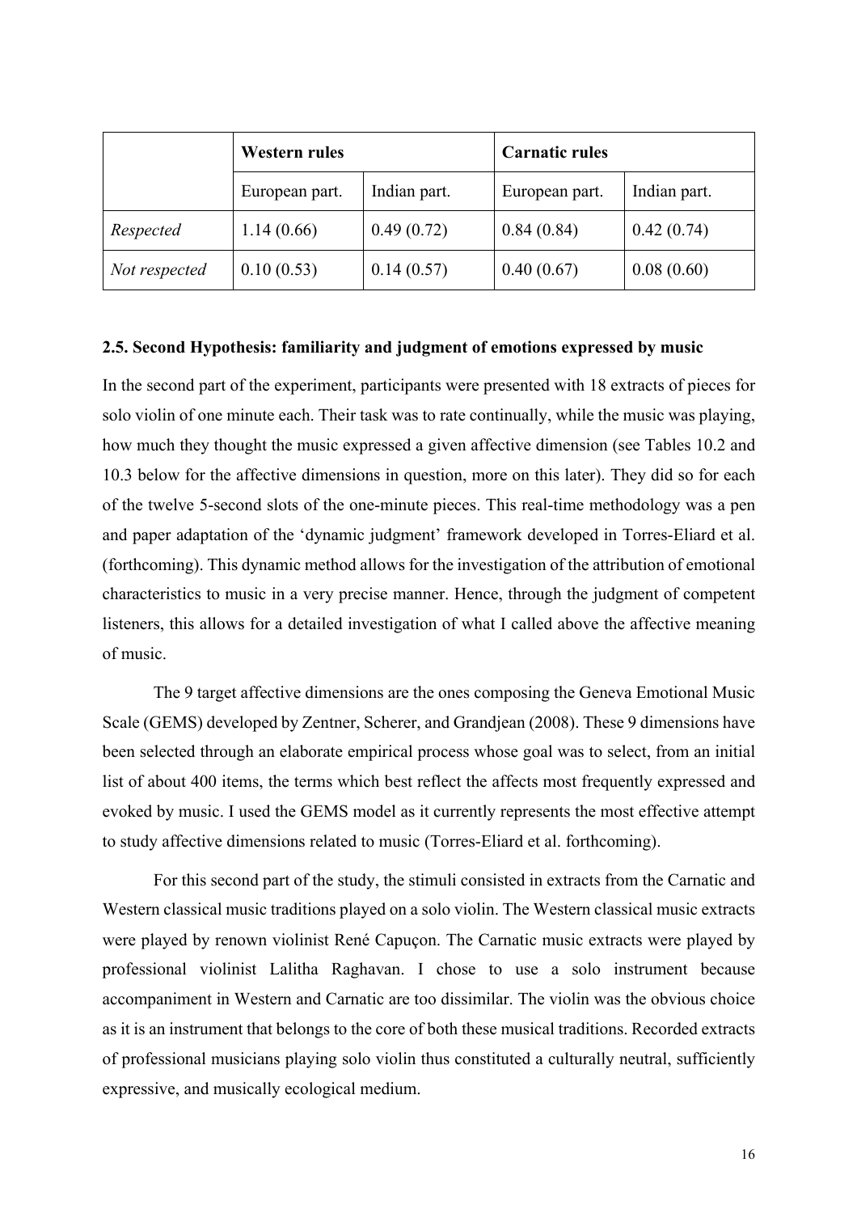| | Western rules | | Carnatic rules | |
|---|---|---|---|---|
| | European part. | Indian part. | European part. | Indian part. |
| *Respected* | 1.14 (0.66) | 0.49 (0.72) | 0.84 (0.84) | 0.42 (0.74) |
| *Not respected* | 0.10 (0.53) | 0.14 (0.57) | 0.40 (0.67) | 0.08 (0.60) |

### 2.5. Second Hypothesis: familiarity and judgment of emotions expressed by music

In the second part of the experiment, participants were presented with 18 extracts of pieces for solo violin of one minute each. Their task was to rate continually, while the music was playing, how much they thought the music expressed a given affective dimension (see Tables 10.2 and 10.3 below for the affective dimensions in question, more on this later). They did so for each of the twelve 5-second slots of the one-minute pieces. This real-time methodology was a pen and paper adaptation of the 'dynamic judgment' framework developed in Torres-Eliard et al. (forthcoming). This dynamic method allows for the investigation of the attribution of emotional characteristics to music in a very precise manner. Hence, through the judgment of competent listeners, this allows for a detailed investigation of what I called above the affective meaning of music.

The 9 target affective dimensions are the ones composing the Geneva Emotional Music Scale (GEMS) developed by Zentner, Scherer, and Grandjean (2008). These 9 dimensions have been selected through an elaborate empirical process whose goal was to select, from an initial list of about 400 items, the terms which best reflect the affects most frequently expressed and evoked by music. I used the GEMS model as it currently represents the most effective attempt to study affective dimensions related to music (Torres-Eliard et al. forthcoming).

For this second part of the study, the stimuli consisted in extracts from the Carnatic and Western classical music traditions played on a solo violin. The Western classical music extracts were played by renown violinist René Capuçon. The Carnatic music extracts were played by professional violinist Lalitha Raghavan. I chose to use a solo instrument because accompaniment in Western and Carnatic are too dissimilar. The violin was the obvious choice as it is an instrument that belongs to the core of both these musical traditions. Recorded extracts of professional musicians playing solo violin thus constituted a culturally neutral, sufficiently expressive, and musically ecological medium.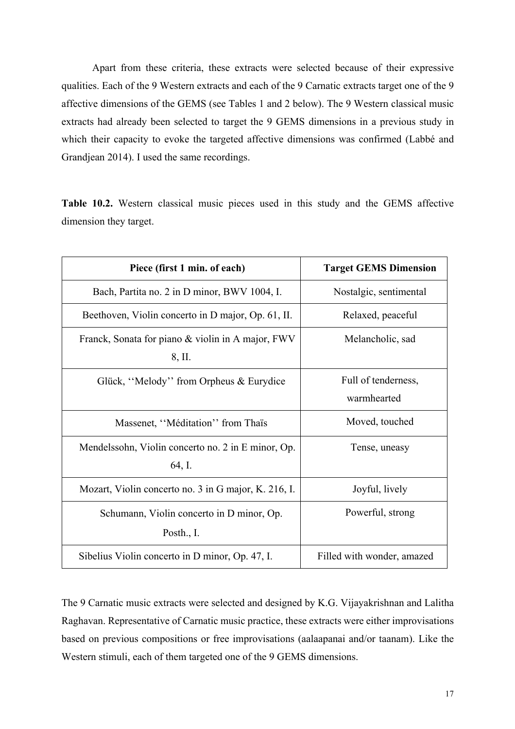Apart from these criteria, these extracts were selected because of their expressive qualities. Each of the 9 Western extracts and each of the 9 Carnatic extracts target one of the 9 affective dimensions of the GEMS (see Tables 1 and 2 below). The 9 Western classical music extracts had already been selected to target the 9 GEMS dimensions in a previous study in which their capacity to evoke the targeted affective dimensions was confirmed (Labbé and Grandjean 2014). I used the same recordings.

**Table 10.2.** Western classical music pieces used in this study and the GEMS affective dimension they target.

| Piece (first 1 min. of each) | Target GEMS Dimension |
|---|---|
| Bach, Partita no. 2 in D minor, BWV 1004, I. | Nostalgic, sentimental |
| Beethoven, Violin concerto in D major, Op. 61, II. | Relaxed, peaceful |
| Franck, Sonata for piano & violin in A major, FWV 8, II. | Melancholic, sad |
| Glück, ''Melody'' from Orpheus & Eurydice | Full of tenderness, warmhearted |
| Massenet, ''Méditation'' from Thaïs | Moved, touched |
| Mendelssohn, Violin concerto no. 2 in E minor, Op. 64, I. | Tense, uneasy |
| Mozart, Violin concerto no. 3 in G major, K. 216, I. | Joyful, lively |
| Schumann, Violin concerto in D minor, Op. Posth., I. | Powerful, strong |
| Sibelius Violin concerto in D minor, Op. 47, I. | Filled with wonder, amazed |

The 9 Carnatic music extracts were selected and designed by K.G. Vijayakrishnan and Lalitha Raghavan. Representative of Carnatic music practice, these extracts were either improvisations based on previous compositions or free improvisations (aalaapanai and/or taanam). Like the Western stimuli, each of them targeted one of the 9 GEMS dimensions.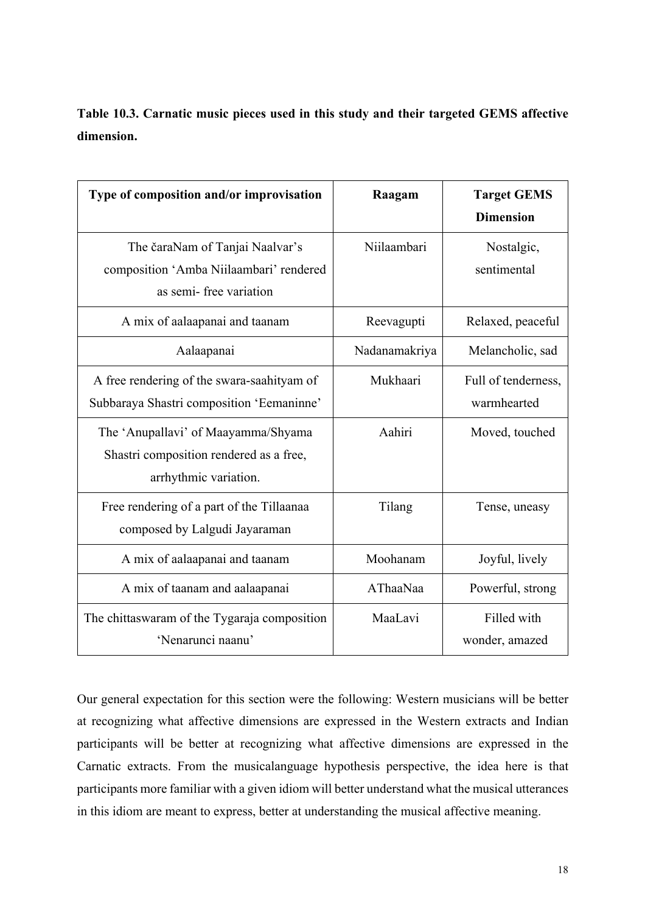**Table 10.3. Carnatic music pieces used in this study and their targeted GEMS affective dimension.**

| Type of composition and/or improvisation | Raagam | Target GEMS Dimension |
|---|---|---|
| The čaraNam of Tanjai Naalvar's composition 'Amba Niilaambari' rendered as semi- free variation | Niilaambari | Nostalgic, sentimental |
| A mix of aalaapanai and taanam | Reevagupti | Relaxed, peaceful |
| Aalaapanai | Nadanamakriya | Melancholic, sad |
| A free rendering of the swara-saahityam of Subbaraya Shastri composition 'Eemaninne' | Mukhaari | Full of tenderness, warmhearted |
| The 'Anupallavi' of Maayamma/Shyama Shastri composition rendered as a free, arrhythmic variation. | Aahiri | Moved, touched |
| Free rendering of a part of the Tillaanaa composed by Lalgudi Jayaraman | Tilang | Tense, uneasy |
| A mix of aalaapanai and taanam | Moohanam | Joyful, lively |
| A mix of taanam and aalaapanai | AThaaNaa | Powerful, strong |
| The chittaswaram of the Tygaraja composition 'Nenarunci naanu' | MaaLavi | Filled with wonder, amazed |

Our general expectation for this section were the following: Western musicians will be better at recognizing what affective dimensions are expressed in the Western extracts and Indian participants will be better at recognizing what affective dimensions are expressed in the Carnatic extracts. From the musicalanguage hypothesis perspective, the idea here is that participants more familiar with a given idiom will better understand what the musical utterances in this idiom are meant to express, better at understanding the musical affective meaning.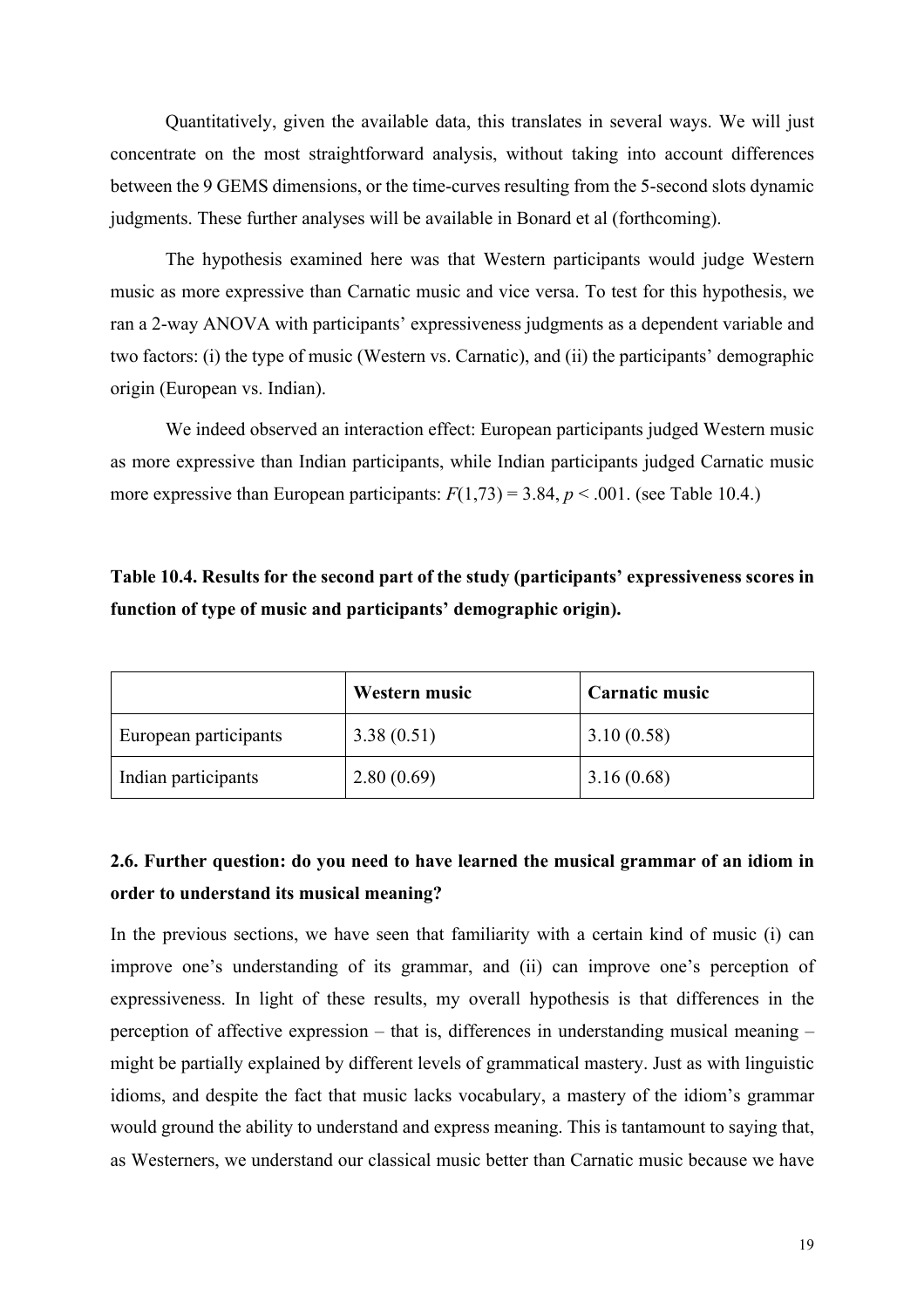Quantitatively, given the available data, this translates in several ways. We will just concentrate on the most straightforward analysis, without taking into account differences between the 9 GEMS dimensions, or the time-curves resulting from the 5-second slots dynamic judgments. These further analyses will be available in Bonard et al (forthcoming).

The hypothesis examined here was that Western participants would judge Western music as more expressive than Carnatic music and vice versa. To test for this hypothesis, we ran a 2-way ANOVA with participants' expressiveness judgments as a dependent variable and two factors: (i) the type of music (Western vs. Carnatic), and (ii) the participants' demographic origin (European vs. Indian).

We indeed observed an interaction effect: European participants judged Western music as more expressive than Indian participants, while Indian participants judged Carnatic music more expressive than European participants: $F(1,73) = 3.84$, $p < .001$. (see Table 10.4.)

**Table 10.4. Results for the second part of the study (participants' expressiveness scores in function of type of music and participants' demographic origin).**

| | **Western music** | **Carnatic music** |
|---|---|---|
| European participants | 3.38 (0.51) | 3.10 (0.58) |
| Indian participants | 2.80 (0.69) | 3.16 (0.68) |

### 2.6. Further question: do you need to have learned the musical grammar of an idiom in order to understand its musical meaning?

In the previous sections, we have seen that familiarity with a certain kind of music (i) can improve one's understanding of its grammar, and (ii) can improve one's perception of expressiveness. In light of these results, my overall hypothesis is that differences in the perception of affective expression – that is, differences in understanding musical meaning – might be partially explained by different levels of grammatical mastery. Just as with linguistic idioms, and despite the fact that music lacks vocabulary, a mastery of the idiom's grammar would ground the ability to understand and express meaning. This is tantamount to saying that, as Westerners, we understand our classical music better than Carnatic music because we have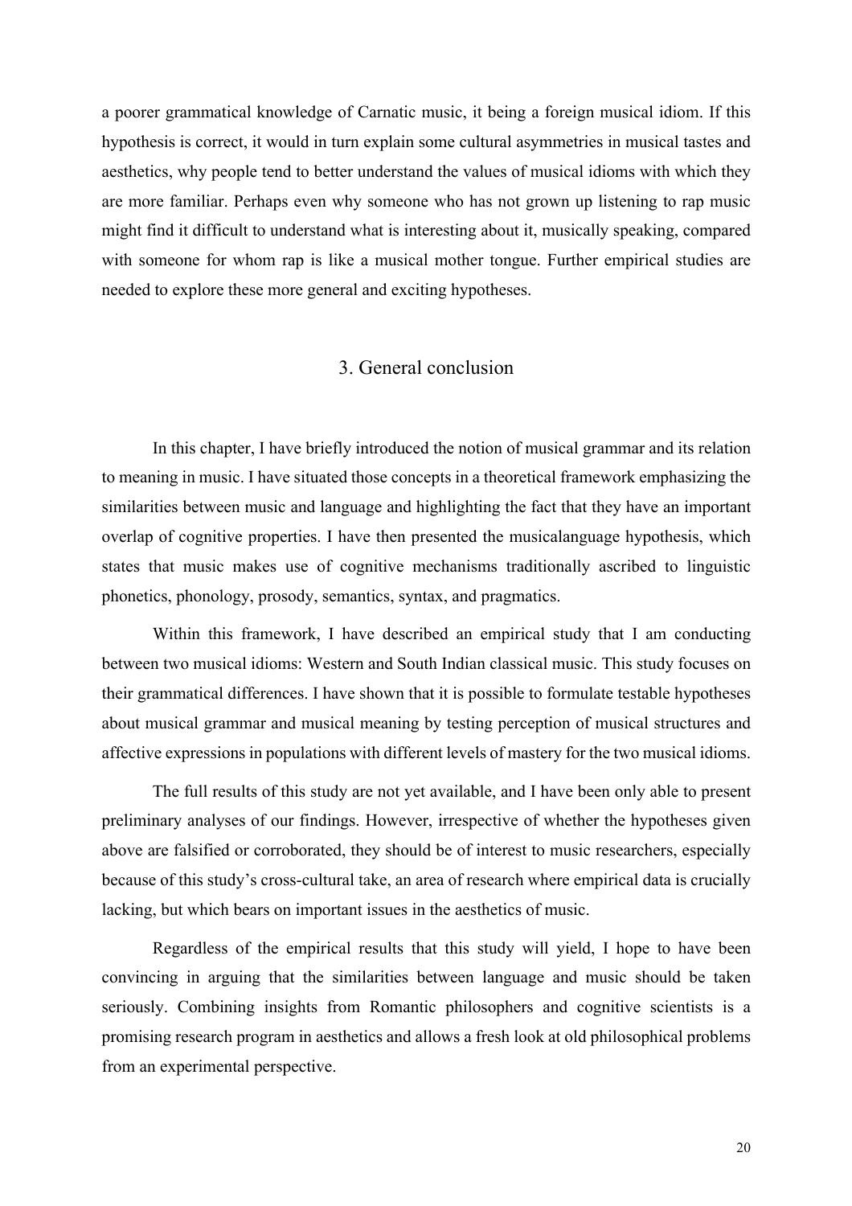a poorer grammatical knowledge of Carnatic music, it being a foreign musical idiom. If this hypothesis is correct, it would in turn explain some cultural asymmetries in musical tastes and aesthetics, why people tend to better understand the values of musical idioms with which they are more familiar. Perhaps even why someone who has not grown up listening to rap music might find it difficult to understand what is interesting about it, musically speaking, compared with someone for whom rap is like a musical mother tongue. Further empirical studies are needed to explore these more general and exciting hypotheses.

## 3. General conclusion

In this chapter, I have briefly introduced the notion of musical grammar and its relation to meaning in music. I have situated those concepts in a theoretical framework emphasizing the similarities between music and language and highlighting the fact that they have an important overlap of cognitive properties. I have then presented the musicalanguage hypothesis, which states that music makes use of cognitive mechanisms traditionally ascribed to linguistic phonetics, phonology, prosody, semantics, syntax, and pragmatics.

Within this framework, I have described an empirical study that I am conducting between two musical idioms: Western and South Indian classical music. This study focuses on their grammatical differences. I have shown that it is possible to formulate testable hypotheses about musical grammar and musical meaning by testing perception of musical structures and affective expressions in populations with different levels of mastery for the two musical idioms.

The full results of this study are not yet available, and I have been only able to present preliminary analyses of our findings. However, irrespective of whether the hypotheses given above are falsified or corroborated, they should be of interest to music researchers, especially because of this study's cross-cultural take, an area of research where empirical data is crucially lacking, but which bears on important issues in the aesthetics of music.

Regardless of the empirical results that this study will yield, I hope to have been convincing in arguing that the similarities between language and music should be taken seriously. Combining insights from Romantic philosophers and cognitive scientists is a promising research program in aesthetics and allows a fresh look at old philosophical problems from an experimental perspective.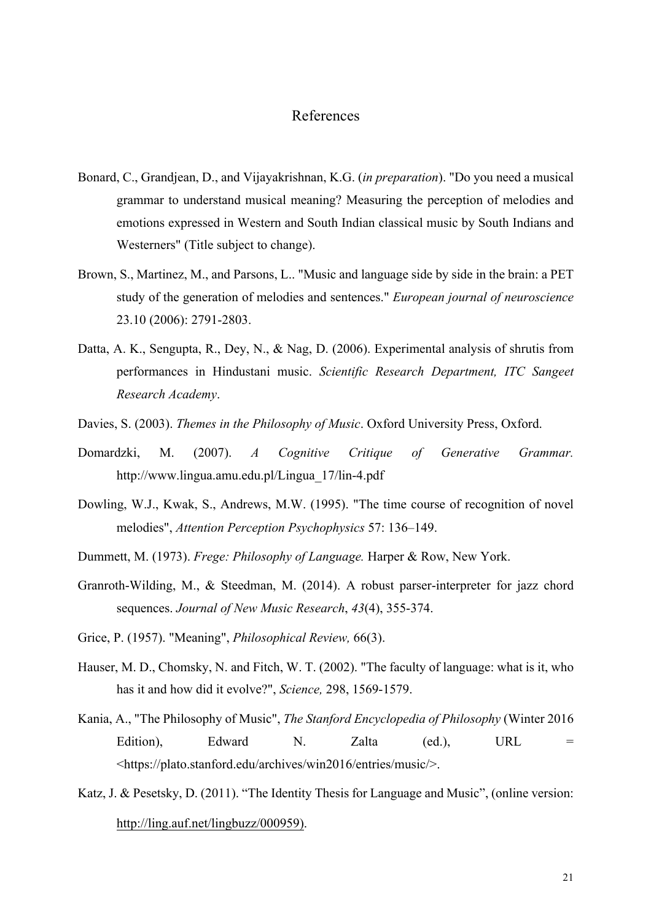# References

Bonard, C., Grandjean, D., and Vijayakrishnan, K.G. (*in preparation*). "Do you need a musical grammar to understand musical meaning? Measuring the perception of melodies and emotions expressed in Western and South Indian classical music by South Indians and Westerners" (Title subject to change).

Brown, S., Martinez, M., and Parsons, L.. "Music and language side by side in the brain: a PET study of the generation of melodies and sentences." *European journal of neuroscience* 23.10 (2006): 2791-2803.

Datta, A. K., Sengupta, R., Dey, N., & Nag, D. (2006). Experimental analysis of shrutis from performances in Hindustani music. *Scientific Research Department, ITC Sangeet Research Academy*.

Davies, S. (2003). *Themes in the Philosophy of Music*. Oxford University Press, Oxford.

Domardzki, M. (2007). *A Cognitive Critique of Generative Grammar.* http://www.lingua.amu.edu.pl/Lingua_17/lin-4.pdf

Dowling, W.J., Kwak, S., Andrews, M.W. (1995). "The time course of recognition of novel melodies", *Attention Perception Psychophysics* 57: 136–149.

Dummett, M. (1973). *Frege: Philosophy of Language.* Harper & Row, New York.

Granroth-Wilding, M., & Steedman, M. (2014). A robust parser-interpreter for jazz chord sequences. *Journal of New Music Research*, *43*(4), 355-374.

Grice, P. (1957). "Meaning", *Philosophical Review,* 66(3).

Hauser, M. D., Chomsky, N. and Fitch, W. T. (2002). "The faculty of language: what is it, who has it and how did it evolve?", *Science,* 298, 1569-1579.

Kania, A., "The Philosophy of Music", *The Stanford Encyclopedia of Philosophy* (Winter 2016 Edition), Edward N. Zalta (ed.), URL = <https://plato.stanford.edu/archives/win2016/entries/music/>.

Katz, J. & Pesetsky, D. (2011). "The Identity Thesis for Language and Music", (online version: http://ling.auf.net/lingbuzz/000959).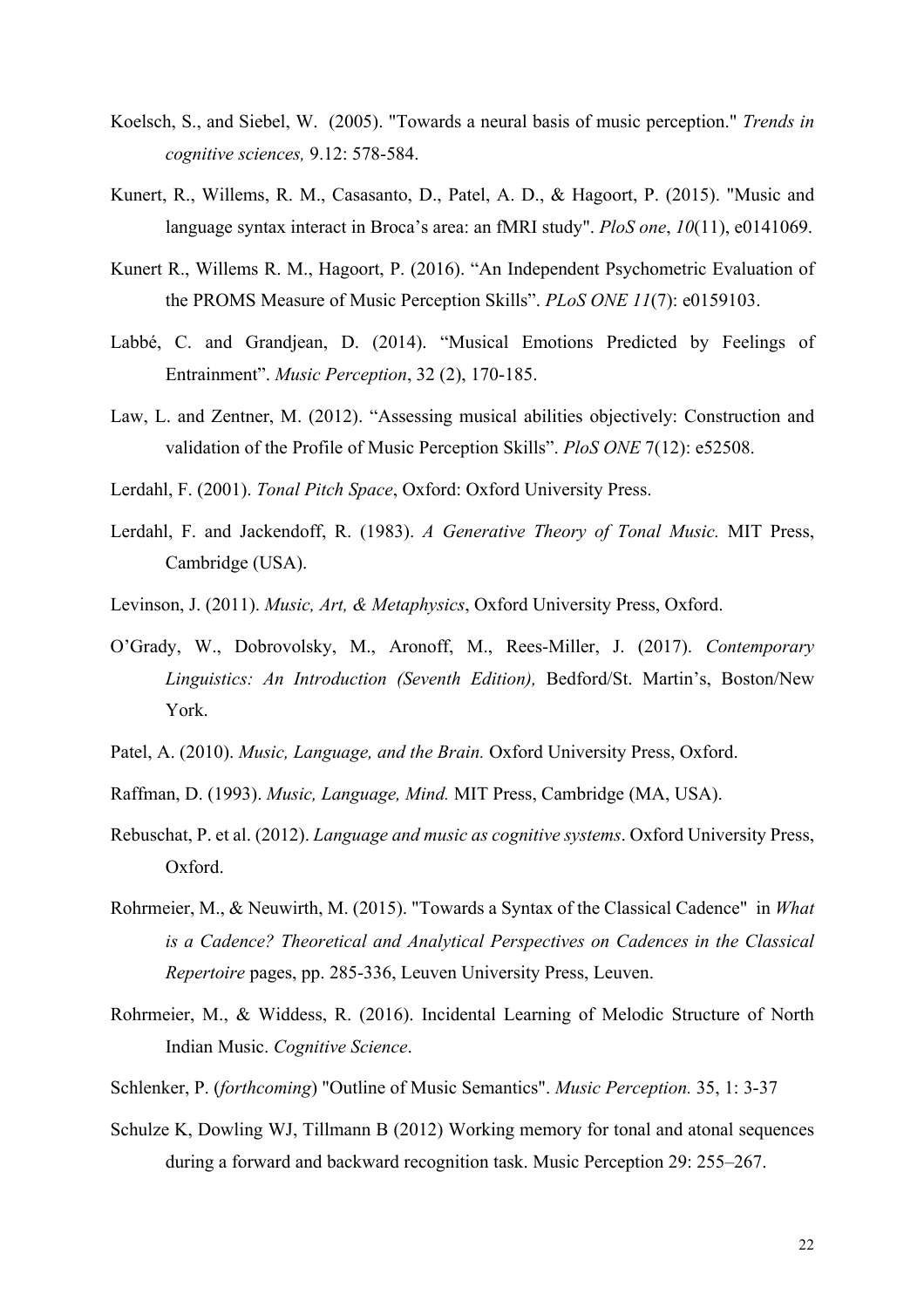Koelsch, S., and Siebel, W. (2005). "Towards a neural basis of music perception." *Trends in cognitive sciences,* 9.12: 578-584.

Kunert, R., Willems, R. M., Casasanto, D., Patel, A. D., & Hagoort, P. (2015). "Music and language syntax interact in Broca's area: an fMRI study". *PloS one*, *10*(11), e0141069.

Kunert R., Willems R. M., Hagoort, P. (2016). "An Independent Psychometric Evaluation of the PROMS Measure of Music Perception Skills". *PLoS ONE 11*(7): e0159103.

Labbé, C. and Grandjean, D. (2014). "Musical Emotions Predicted by Feelings of Entrainment". *Music Perception*, 32 (2), 170-185.

Law, L. and Zentner, M. (2012). "Assessing musical abilities objectively: Construction and validation of the Profile of Music Perception Skills". *PloS ONE* 7(12): e52508.

Lerdahl, F. (2001). *Tonal Pitch Space*, Oxford: Oxford University Press.

Lerdahl, F. and Jackendoff, R. (1983). *A Generative Theory of Tonal Music.* MIT Press, Cambridge (USA).

Levinson, J. (2011). *Music, Art, & Metaphysics*, Oxford University Press, Oxford.

O'Grady, W., Dobrovolsky, M., Aronoff, M., Rees-Miller, J. (2017). *Contemporary Linguistics: An Introduction (Seventh Edition),* Bedford/St. Martin's, Boston/New York.

Patel, A. (2010). *Music, Language, and the Brain.* Oxford University Press, Oxford.

Raffman, D. (1993). *Music, Language, Mind.* MIT Press, Cambridge (MA, USA).

Rebuschat, P. et al. (2012). *Language and music as cognitive systems*. Oxford University Press, Oxford.

Rohrmeier, M., & Neuwirth, M. (2015). "Towards a Syntax of the Classical Cadence" in *What is a Cadence? Theoretical and Analytical Perspectives on Cadences in the Classical Repertoire* pages, pp. 285-336, Leuven University Press, Leuven.

Rohrmeier, M., & Widdess, R. (2016). Incidental Learning of Melodic Structure of North Indian Music. *Cognitive Science*.

Schlenker, P. (*forthcoming*) "Outline of Music Semantics". *Music Perception.* 35, 1: 3-37

Schulze K, Dowling WJ, Tillmann B (2012) Working memory for tonal and atonal sequences during a forward and backward recognition task. Music Perception 29: 255–267.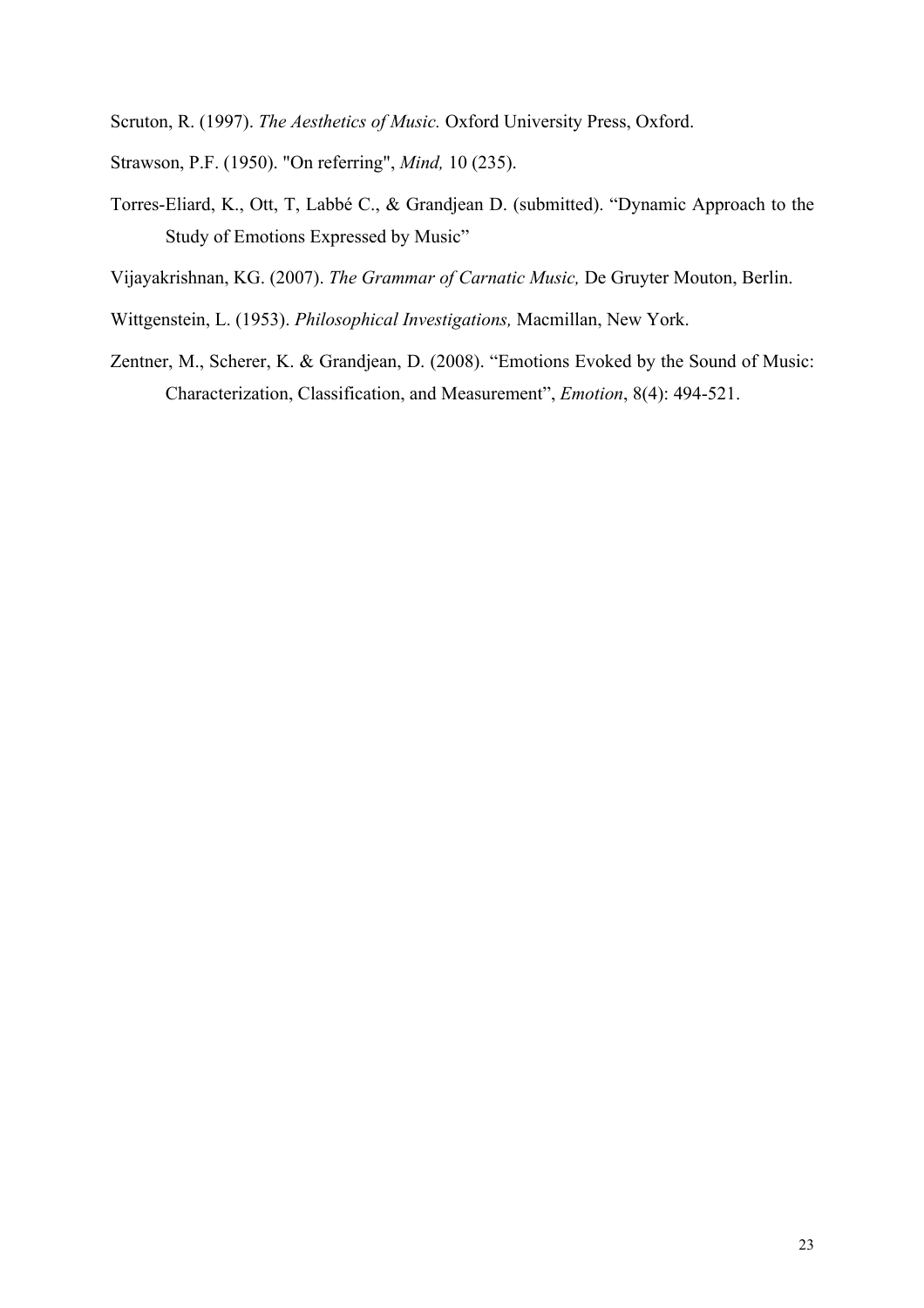Scruton, R. (1997). *The Aesthetics of Music.* Oxford University Press, Oxford.

Strawson, P.F. (1950). "On referring", *Mind,* 10 (235).

Torres-Eliard, K., Ott, T, Labbé C., & Grandjean D. (submitted). "Dynamic Approach to the Study of Emotions Expressed by Music"

Vijayakrishnan, KG. (2007). *The Grammar of Carnatic Music,* De Gruyter Mouton, Berlin.

Wittgenstein, L. (1953). *Philosophical Investigations,* Macmillan, New York.

Zentner, M., Scherer, K. & Grandjean, D. (2008). "Emotions Evoked by the Sound of Music: Characterization, Classification, and Measurement", *Emotion*, 8(4): 494-521.